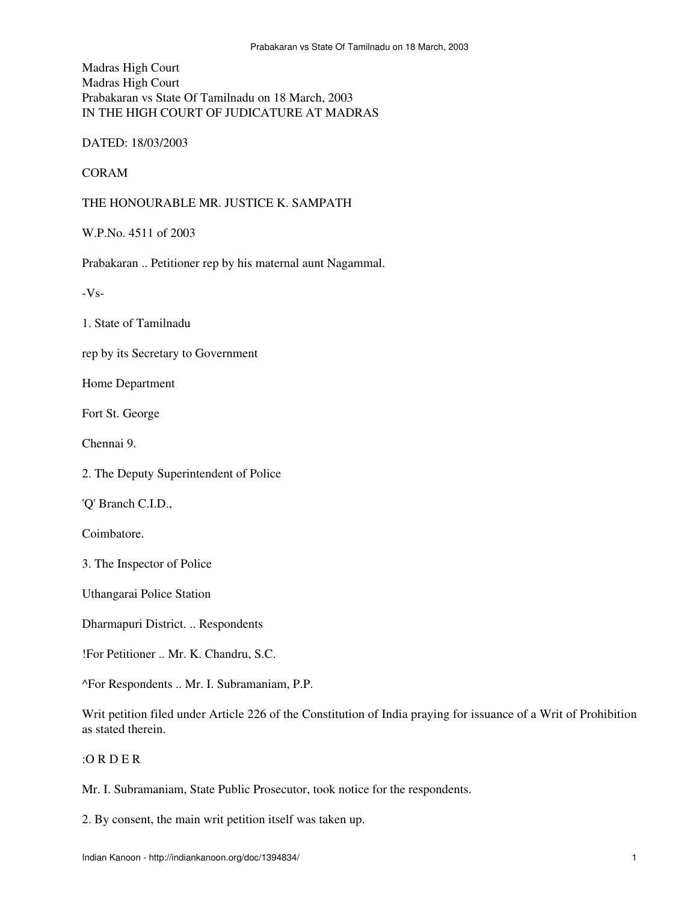Madras High Court
Madras High Court
Prabakaran vs State Of Tamilnadu on 18 March, 2003
IN THE HIGH COURT OF JUDICATURE AT MADRAS

DATED: 18/03/2003

CORAM

THE HONOURABLE MR. JUSTICE K. SAMPATH

W.P.No. 4511 of 2003

Prabakaran .. Petitioner rep by his maternal aunt Nagammal.

-Vs-

1. State of Tamilnadu

rep by its Secretary to Government

Home Department

Fort St. George

Chennai 9.

2. The Deputy Superintendent of Police

'Q' Branch C.I.D.,

Coimbatore.

3. The Inspector of Police

Uthangarai Police Station

Dharmapuri District. .. Respondents

!For Petitioner .. Mr. K. Chandru, S.C.

^For Respondents .. Mr. I. Subramaniam, P.P.

Writ petition filed under Article 226 of the Constitution of India praying for issuance of a Writ of Prohibition as stated therein.

:O R D E R

Mr. I. Subramaniam, State Public Prosecutor, took notice for the respondents.

2. By consent, the main writ petition itself was taken up.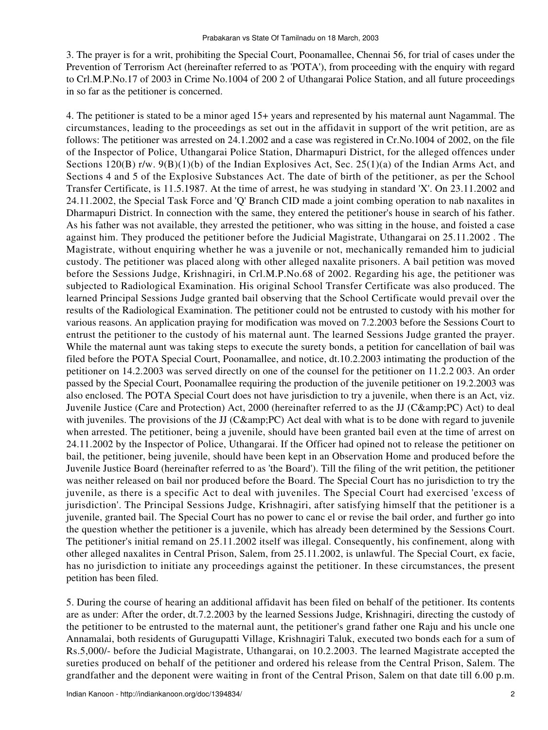3. The prayer is for a writ, prohibiting the Special Court, Poonamallee, Chennai 56, for trial of cases under the Prevention of Terrorism Act (hereinafter referred to as 'POTA'), from proceeding with the enquiry with regard to Crl.M.P.No.17 of 2003 in Crime No.1004 of 200 2 of Uthangarai Police Station, and all future proceedings in so far as the petitioner is concerned.

4. The petitioner is stated to be a minor aged 15+ years and represented by his maternal aunt Nagammal. The circumstances, leading to the proceedings as set out in the affidavit in support of the writ petition, are as follows: The petitioner was arrested on 24.1.2002 and a case was registered in Cr.No.1004 of 2002, on the file of the Inspector of Police, Uthangarai Police Station, Dharmapuri District, for the alleged offences under Sections 120(B) r/w. 9(B)(1)(b) of the Indian Explosives Act, Sec. 25(1)(a) of the Indian Arms Act, and Sections 4 and 5 of the Explosive Substances Act. The date of birth of the petitioner, as per the School Transfer Certificate, is 11.5.1987. At the time of arrest, he was studying in standard 'X'. On 23.11.2002 and 24.11.2002, the Special Task Force and 'Q' Branch CID made a joint combing operation to nab naxalites in Dharmapuri District. In connection with the same, they entered the petitioner's house in search of his father. As his father was not available, they arrested the petitioner, who was sitting in the house, and foisted a case against him. They produced the petitioner before the Judicial Magistrate, Uthangarai on 25.11.2002 . The Magistrate, without enquiring whether he was a juvenile or not, mechanically remanded him to judicial custody. The petitioner was placed along with other alleged naxalite prisoners. A bail petition was moved before the Sessions Judge, Krishnagiri, in Crl.M.P.No.68 of 2002. Regarding his age, the petitioner was subjected to Radiological Examination. His original School Transfer Certificate was also produced. The learned Principal Sessions Judge granted bail observing that the School Certificate would prevail over the results of the Radiological Examination. The petitioner could not be entrusted to custody with his mother for various reasons. An application praying for modification was moved on 7.2.2003 before the Sessions Court to entrust the petitioner to the custody of his maternal aunt. The learned Sessions Judge granted the prayer. While the maternal aunt was taking steps to execute the surety bonds, a petition for cancellation of bail was filed before the POTA Special Court, Poonamallee, and notice, dt.10.2.2003 intimating the production of the petitioner on 14.2.2003 was served directly on one of the counsel for the petitioner on 11.2.2 003. An order passed by the Special Court, Poonamallee requiring the production of the juvenile petitioner on 19.2.2003 was also enclosed. The POTA Special Court does not have jurisdiction to try a juvenile, when there is an Act, viz. Juvenile Justice (Care and Protection) Act, 2000 (hereinafter referred to as the JJ (C&amp;PC) Act) to deal with juveniles. The provisions of the JJ (C&amp;PC) Act deal with what is to be done with regard to juvenile when arrested. The petitioner, being a juvenile, should have been granted bail even at the time of arrest on 24.11.2002 by the Inspector of Police, Uthangarai. If the Officer had opined not to release the petitioner on bail, the petitioner, being juvenile, should have been kept in an Observation Home and produced before the Juvenile Justice Board (hereinafter referred to as 'the Board'). Till the filing of the writ petition, the petitioner was neither released on bail nor produced before the Board. The Special Court has no jurisdiction to try the juvenile, as there is a specific Act to deal with juveniles. The Special Court had exercised 'excess of jurisdiction'. The Principal Sessions Judge, Krishnagiri, after satisfying himself that the petitioner is a juvenile, granted bail. The Special Court has no power to canc el or revise the bail order, and further go into the question whether the petitioner is a juvenile, which has already been determined by the Sessions Court. The petitioner's initial remand on 25.11.2002 itself was illegal. Consequently, his confinement, along with other alleged naxalites in Central Prison, Salem, from 25.11.2002, is unlawful. The Special Court, ex facie, has no jurisdiction to initiate any proceedings against the petitioner. In these circumstances, the present petition has been filed.

5. During the course of hearing an additional affidavit has been filed on behalf of the petitioner. Its contents are as under: After the order, dt.7.2.2003 by the learned Sessions Judge, Krishnagiri, directing the custody of the petitioner to be entrusted to the maternal aunt, the petitioner's grand father one Raju and his uncle one Annamalai, both residents of Gurugupatti Village, Krishnagiri Taluk, executed two bonds each for a sum of Rs.5,000/- before the Judicial Magistrate, Uthangarai, on 10.2.2003. The learned Magistrate accepted the sureties produced on behalf of the petitioner and ordered his release from the Central Prison, Salem. The grandfather and the deponent were waiting in front of the Central Prison, Salem on that date till 6.00 p.m.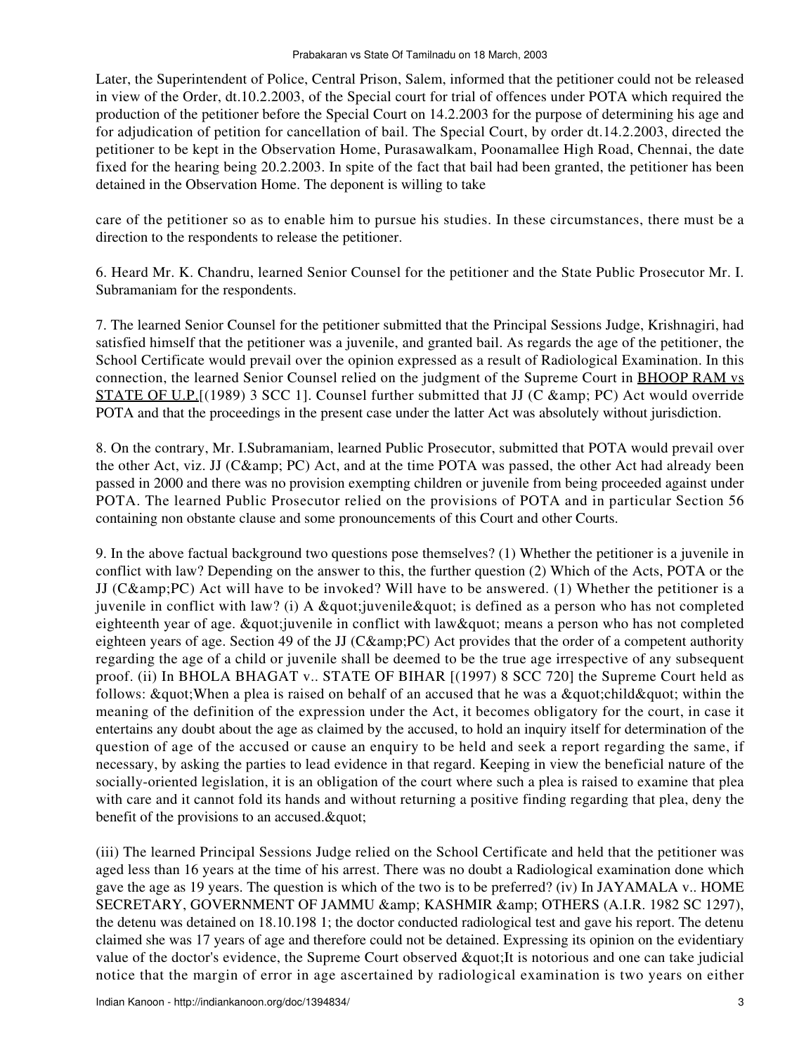Later, the Superintendent of Police, Central Prison, Salem, informed that the petitioner could not be released in view of the Order, dt.10.2.2003, of the Special court for trial of offences under POTA which required the production of the petitioner before the Special Court on 14.2.2003 for the purpose of determining his age and for adjudication of petition for cancellation of bail. The Special Court, by order dt.14.2.2003, directed the petitioner to be kept in the Observation Home, Purasawalkam, Poonamallee High Road, Chennai, the date fixed for the hearing being 20.2.2003. In spite of the fact that bail had been granted, the petitioner has been detained in the Observation Home. The deponent is willing to take

care of the petitioner so as to enable him to pursue his studies. In these circumstances, there must be a direction to the respondents to release the petitioner.

6. Heard Mr. K. Chandru, learned Senior Counsel for the petitioner and the State Public Prosecutor Mr. I. Subramaniam for the respondents.

7. The learned Senior Counsel for the petitioner submitted that the Principal Sessions Judge, Krishnagiri, had satisfied himself that the petitioner was a juvenile, and granted bail. As regards the age of the petitioner, the School Certificate would prevail over the opinion expressed as a result of Radiological Examination. In this connection, the learned Senior Counsel relied on the judgment of the Supreme Court in BHOOP RAM vs STATE OF U.P.[(1989) 3 SCC 1]. Counsel further submitted that JJ (C &amp; PC) Act would override POTA and that the proceedings in the present case under the latter Act was absolutely without jurisdiction.

8. On the contrary, Mr. I.Subramaniam, learned Public Prosecutor, submitted that POTA would prevail over the other Act, viz. JJ (C&amp; PC) Act, and at the time POTA was passed, the other Act had already been passed in 2000 and there was no provision exempting children or juvenile from being proceeded against under POTA. The learned Public Prosecutor relied on the provisions of POTA and in particular Section 56 containing non obstante clause and some pronouncements of this Court and other Courts.

9. In the above factual background two questions pose themselves? (1) Whether the petitioner is a juvenile in conflict with law? Depending on the answer to this, the further question (2) Which of the Acts, POTA or the JJ (C&amp;PC) Act will have to be invoked? Will have to be answered. (1) Whether the petitioner is a juvenile in conflict with law? (i) A &quot;juvenile&quot; is defined as a person who has not completed eighteenth year of age. &quot;juvenile in conflict with law&quot; means a person who has not completed eighteen years of age. Section 49 of the JJ (C&amp;PC) Act provides that the order of a competent authority regarding the age of a child or juvenile shall be deemed to be the true age irrespective of any subsequent proof. (ii) In BHOLA BHAGAT v.. STATE OF BIHAR [(1997) 8 SCC 720] the Supreme Court held as follows: &quot;When a plea is raised on behalf of an accused that he was a &quot;child&quot; within the meaning of the definition of the expression under the Act, it becomes obligatory for the court, in case it entertains any doubt about the age as claimed by the accused, to hold an inquiry itself for determination of the question of age of the accused or cause an enquiry to be held and seek a report regarding the same, if necessary, by asking the parties to lead evidence in that regard. Keeping in view the beneficial nature of the socially-oriented legislation, it is an obligation of the court where such a plea is raised to examine that plea with care and it cannot fold its hands and without returning a positive finding regarding that plea, deny the benefit of the provisions to an accused.&quot;

(iii) The learned Principal Sessions Judge relied on the School Certificate and held that the petitioner was aged less than 16 years at the time of his arrest. There was no doubt a Radiological examination done which gave the age as 19 years. The question is which of the two is to be preferred? (iv) In JAYAMALA v.. HOME SECRETARY, GOVERNMENT OF JAMMU &amp; KASHMIR &amp; OTHERS (A.I.R. 1982 SC 1297), the detenu was detained on 18.10.198 1; the doctor conducted radiological test and gave his report. The detenu claimed she was 17 years of age and therefore could not be detained. Expressing its opinion on the evidentiary value of the doctor's evidence, the Supreme Court observed &quot;It is notorious and one can take judicial notice that the margin of error in age ascertained by radiological examination is two years on either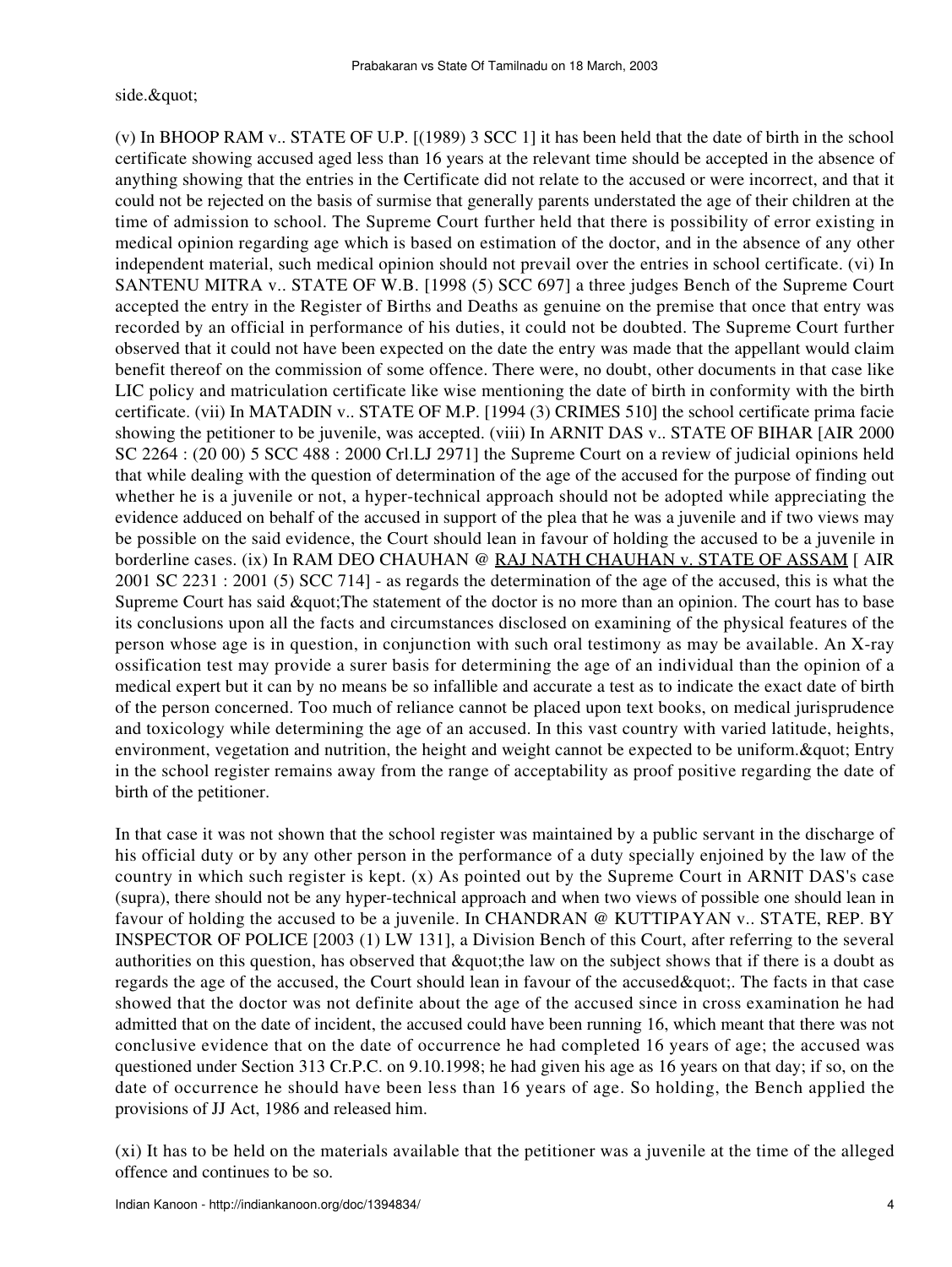side.&quot;

(v) In BHOOP RAM v.. STATE OF U.P. [(1989) 3 SCC 1] it has been held that the date of birth in the school certificate showing accused aged less than 16 years at the relevant time should be accepted in the absence of anything showing that the entries in the Certificate did not relate to the accused or were incorrect, and that it could not be rejected on the basis of surmise that generally parents understated the age of their children at the time of admission to school. The Supreme Court further held that there is possibility of error existing in medical opinion regarding age which is based on estimation of the doctor, and in the absence of any other independent material, such medical opinion should not prevail over the entries in school certificate. (vi) In SANTENU MITRA v.. STATE OF W.B. [1998 (5) SCC 697] a three judges Bench of the Supreme Court accepted the entry in the Register of Births and Deaths as genuine on the premise that once that entry was recorded by an official in performance of his duties, it could not be doubted. The Supreme Court further observed that it could not have been expected on the date the entry was made that the appellant would claim benefit thereof on the commission of some offence. There were, no doubt, other documents in that case like LIC policy and matriculation certificate like wise mentioning the date of birth in conformity with the birth certificate. (vii) In MATADIN v.. STATE OF M.P. [1994 (3) CRIMES 510] the school certificate prima facie showing the petitioner to be juvenile, was accepted. (viii) In ARNIT DAS v.. STATE OF BIHAR [AIR 2000 SC 2264 : (20 00) 5 SCC 488 : 2000 Crl.LJ 2971] the Supreme Court on a review of judicial opinions held that while dealing with the question of determination of the age of the accused for the purpose of finding out whether he is a juvenile or not, a hyper-technical approach should not be adopted while appreciating the evidence adduced on behalf of the accused in support of the plea that he was a juvenile and if two views may be possible on the said evidence, the Court should lean in favour of holding the accused to be a juvenile in borderline cases. (ix) In RAM DEO CHAUHAN @ RAJ NATH CHAUHAN v. STATE OF ASSAM [ AIR 2001 SC 2231 : 2001 (5) SCC 714] - as regards the determination of the age of the accused, this is what the Supreme Court has said &quot;The statement of the doctor is no more than an opinion. The court has to base its conclusions upon all the facts and circumstances disclosed on examining of the physical features of the person whose age is in question, in conjunction with such oral testimony as may be available. An X-ray ossification test may provide a surer basis for determining the age of an individual than the opinion of a medical expert but it can by no means be so infallible and accurate a test as to indicate the exact date of birth of the person concerned. Too much of reliance cannot be placed upon text books, on medical jurisprudence and toxicology while determining the age of an accused. In this vast country with varied latitude, heights, environment, vegetation and nutrition, the height and weight cannot be expected to be uniform.&quot; Entry in the school register remains away from the range of acceptability as proof positive regarding the date of birth of the petitioner.

In that case it was not shown that the school register was maintained by a public servant in the discharge of his official duty or by any other person in the performance of a duty specially enjoined by the law of the country in which such register is kept. (x) As pointed out by the Supreme Court in ARNIT DAS's case (supra), there should not be any hyper-technical approach and when two views of possible one should lean in favour of holding the accused to be a juvenile. In CHANDRAN @ KUTTIPAYAN v.. STATE, REP. BY INSPECTOR OF POLICE [2003 (1) LW 131], a Division Bench of this Court, after referring to the several authorities on this question, has observed that &quot;the law on the subject shows that if there is a doubt as regards the age of the accused, the Court should lean in favour of the accused&quot;. The facts in that case showed that the doctor was not definite about the age of the accused since in cross examination he had admitted that on the date of incident, the accused could have been running 16, which meant that there was not conclusive evidence that on the date of occurrence he had completed 16 years of age; the accused was questioned under Section 313 Cr.P.C. on 9.10.1998; he had given his age as 16 years on that day; if so, on the date of occurrence he should have been less than 16 years of age. So holding, the Bench applied the provisions of JJ Act, 1986 and released him.

(xi) It has to be held on the materials available that the petitioner was a juvenile at the time of the alleged offence and continues to be so.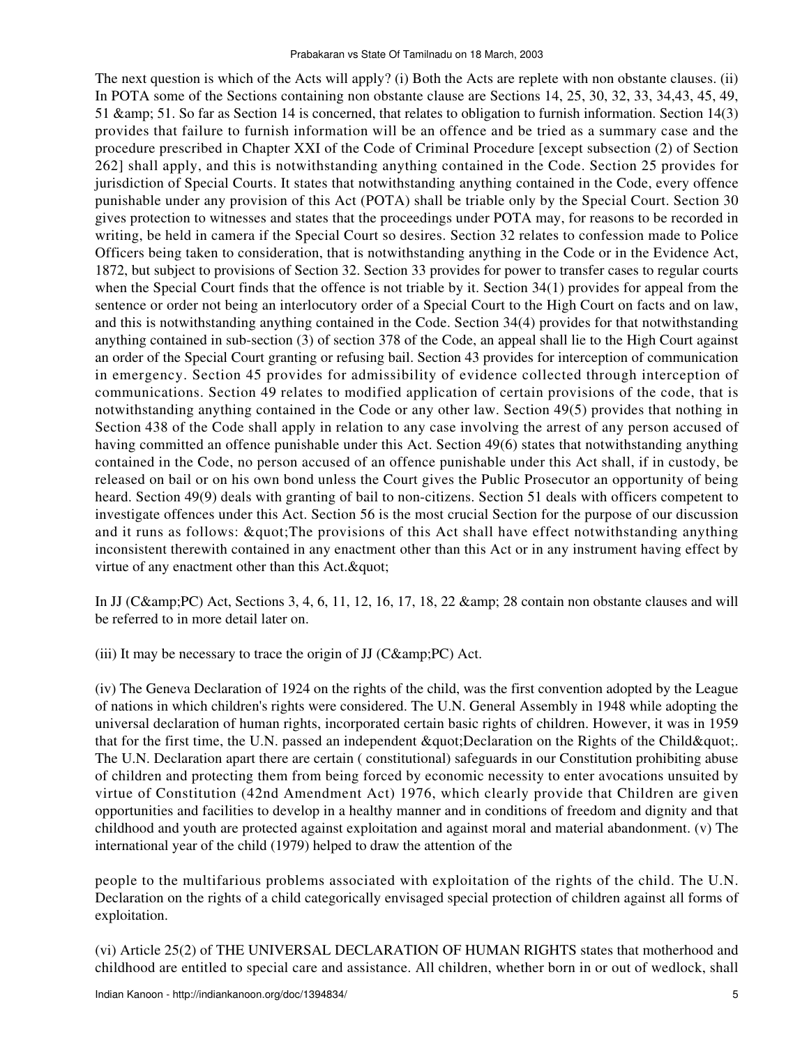The next question is which of the Acts will apply? (i) Both the Acts are replete with non obstante clauses. (ii) In POTA some of the Sections containing non obstante clause are Sections 14, 25, 30, 32, 33, 34,43, 45, 49, 51 &amp; 51. So far as Section 14 is concerned, that relates to obligation to furnish information. Section 14(3) provides that failure to furnish information will be an offence and be tried as a summary case and the procedure prescribed in Chapter XXI of the Code of Criminal Procedure [except subsection (2) of Section 262] shall apply, and this is notwithstanding anything contained in the Code. Section 25 provides for jurisdiction of Special Courts. It states that notwithstanding anything contained in the Code, every offence punishable under any provision of this Act (POTA) shall be triable only by the Special Court. Section 30 gives protection to witnesses and states that the proceedings under POTA may, for reasons to be recorded in writing, be held in camera if the Special Court so desires. Section 32 relates to confession made to Police Officers being taken to consideration, that is notwithstanding anything in the Code or in the Evidence Act, 1872, but subject to provisions of Section 32. Section 33 provides for power to transfer cases to regular courts when the Special Court finds that the offence is not triable by it. Section 34(1) provides for appeal from the sentence or order not being an interlocutory order of a Special Court to the High Court on facts and on law, and this is notwithstanding anything contained in the Code. Section 34(4) provides for that notwithstanding anything contained in sub-section (3) of section 378 of the Code, an appeal shall lie to the High Court against an order of the Special Court granting or refusing bail. Section 43 provides for interception of communication in emergency. Section 45 provides for admissibility of evidence collected through interception of communications. Section 49 relates to modified application of certain provisions of the code, that is notwithstanding anything contained in the Code or any other law. Section 49(5) provides that nothing in Section 438 of the Code shall apply in relation to any case involving the arrest of any person accused of having committed an offence punishable under this Act. Section 49(6) states that notwithstanding anything contained in the Code, no person accused of an offence punishable under this Act shall, if in custody, be released on bail or on his own bond unless the Court gives the Public Prosecutor an opportunity of being heard. Section 49(9) deals with granting of bail to non-citizens. Section 51 deals with officers competent to investigate offences under this Act. Section 56 is the most crucial Section for the purpose of our discussion and it runs as follows: &quot;The provisions of this Act shall have effect notwithstanding anything inconsistent therewith contained in any enactment other than this Act or in any instrument having effect by virtue of any enactment other than this Act.&quot;

In JJ (C&amp;PC) Act, Sections 3, 4, 6, 11, 12, 16, 17, 18, 22 &amp; 28 contain non obstante clauses and will be referred to in more detail later on.

(iii) It may be necessary to trace the origin of JJ (C&amp;PC) Act.

(iv) The Geneva Declaration of 1924 on the rights of the child, was the first convention adopted by the League of nations in which children's rights were considered. The U.N. General Assembly in 1948 while adopting the universal declaration of human rights, incorporated certain basic rights of children. However, it was in 1959 that for the first time, the U.N. passed an independent &quot;Declaration on the Rights of the Child&quot;. The U.N. Declaration apart there are certain ( constitutional) safeguards in our Constitution prohibiting abuse of children and protecting them from being forced by economic necessity to enter avocations unsuited by virtue of Constitution (42nd Amendment Act) 1976, which clearly provide that Children are given opportunities and facilities to develop in a healthy manner and in conditions of freedom and dignity and that childhood and youth are protected against exploitation and against moral and material abandonment. (v) The international year of the child (1979) helped to draw the attention of the people to the multifarious problems associated with exploitation of the rights of the child. The U.N. Declaration on the rights of a child categorically envisaged special protection of children against all forms of exploitation.

(vi) Article 25(2) of THE UNIVERSAL DECLARATION OF HUMAN RIGHTS states that motherhood and childhood are entitled to special care and assistance. All children, whether born in or out of wedlock, shall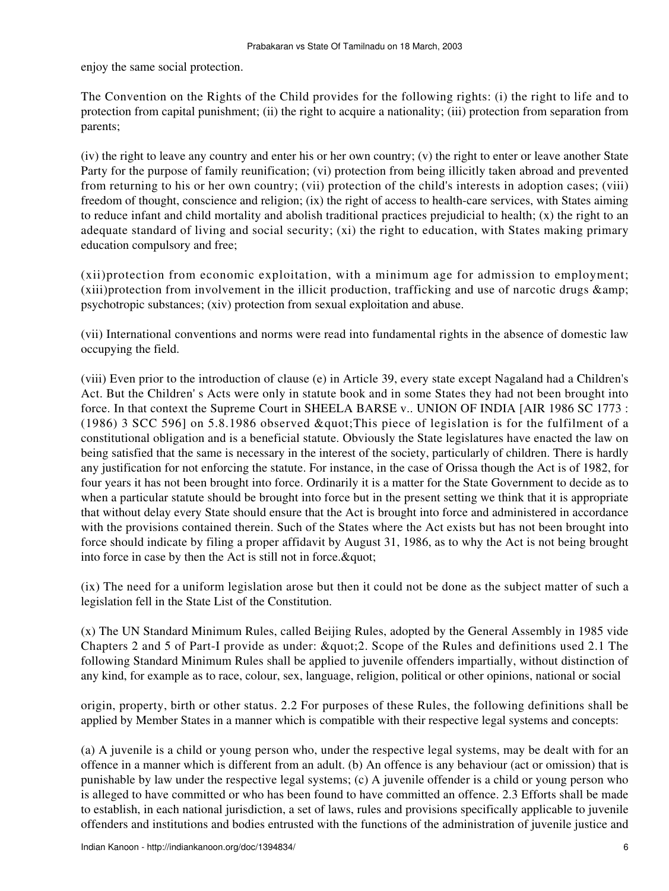enjoy the same social protection.

The Convention on the Rights of the Child provides for the following rights: (i) the right to life and to protection from capital punishment; (ii) the right to acquire a nationality; (iii) protection from separation from parents;

(iv) the right to leave any country and enter his or her own country; (v) the right to enter or leave another State Party for the purpose of family reunification; (vi) protection from being illicitly taken abroad and prevented from returning to his or her own country; (vii) protection of the child's interests in adoption cases; (viii) freedom of thought, conscience and religion; (ix) the right of access to health-care services, with States aiming to reduce infant and child mortality and abolish traditional practices prejudicial to health; (x) the right to an adequate standard of living and social security; (xi) the right to education, with States making primary education compulsory and free;

(xii)protection from economic exploitation, with a minimum age for admission to employment; (xiii)protection from involvement in the illicit production, trafficking and use of narcotic drugs &amp; psychotropic substances; (xiv) protection from sexual exploitation and abuse.

(vii) International conventions and norms were read into fundamental rights in the absence of domestic law occupying the field.

(viii) Even prior to the introduction of clause (e) in Article 39, every state except Nagaland had a Children's Act. But the Children' s Acts were only in statute book and in some States they had not been brought into force. In that context the Supreme Court in SHEELA BARSE v.. UNION OF INDIA [AIR 1986 SC 1773 : (1986) 3 SCC 596] on 5.8.1986 observed &quot;This piece of legislation is for the fulfilment of a constitutional obligation and is a beneficial statute. Obviously the State legislatures have enacted the law on being satisfied that the same is necessary in the interest of the society, particularly of children. There is hardly any justification for not enforcing the statute. For instance, in the case of Orissa though the Act is of 1982, for four years it has not been brought into force. Ordinarily it is a matter for the State Government to decide as to when a particular statute should be brought into force but in the present setting we think that it is appropriate that without delay every State should ensure that the Act is brought into force and administered in accordance with the provisions contained therein. Such of the States where the Act exists but has not been brought into force should indicate by filing a proper affidavit by August 31, 1986, as to why the Act is not being brought into force in case by then the Act is still not in force.&quot;

(ix) The need for a uniform legislation arose but then it could not be done as the subject matter of such a legislation fell in the State List of the Constitution.

(x) The UN Standard Minimum Rules, called Beijing Rules, adopted by the General Assembly in 1985 vide Chapters 2 and 5 of Part-I provide as under: &quot;2. Scope of the Rules and definitions used 2.1 The following Standard Minimum Rules shall be applied to juvenile offenders impartially, without distinction of any kind, for example as to race, colour, sex, language, religion, political or other opinions, national or social origin, property, birth or other status. 2.2 For purposes of these Rules, the following definitions shall be applied by Member States in a manner which is compatible with their respective legal systems and concepts:

(a) A juvenile is a child or young person who, under the respective legal systems, may be dealt with for an offence in a manner which is different from an adult. (b) An offence is any behaviour (act or omission) that is punishable by law under the respective legal systems; (c) A juvenile offender is a child or young person who is alleged to have committed or who has been found to have committed an offence. 2.3 Efforts shall be made to establish, in each national jurisdiction, a set of laws, rules and provisions specifically applicable to juvenile offenders and institutions and bodies entrusted with the functions of the administration of juvenile justice and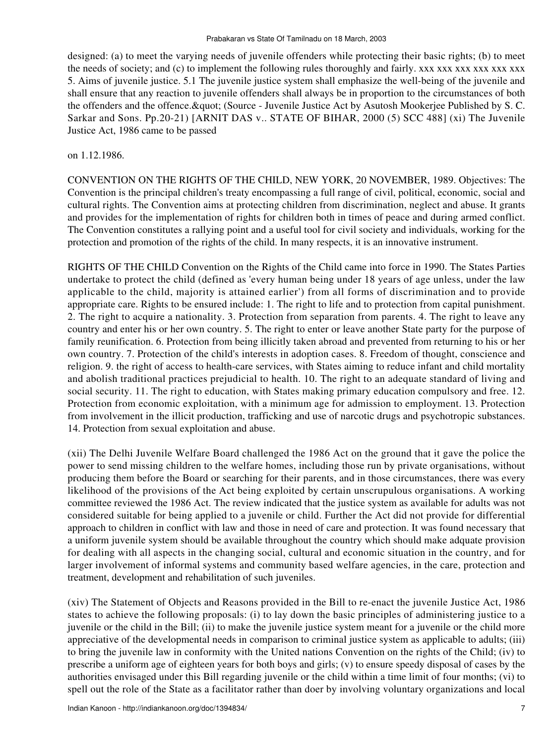designed: (a) to meet the varying needs of juvenile offenders while protecting their basic rights; (b) to meet the needs of society; and (c) to implement the following rules thoroughly and fairly. xxx xxx xxx xxx xxx xxx 5. Aims of juvenile justice. 5.1 The juvenile justice system shall emphasize the well-being of the juvenile and shall ensure that any reaction to juvenile offenders shall always be in proportion to the circumstances of both the offenders and the offence.&quot; (Source - Juvenile Justice Act by Asutosh Mookerjee Published by S. C. Sarkar and Sons. Pp.20-21) [ARNIT DAS v.. STATE OF BIHAR, 2000 (5) SCC 488] (xi) The Juvenile Justice Act, 1986 came to be passed

on 1.12.1986.

CONVENTION ON THE RIGHTS OF THE CHILD, NEW YORK, 20 NOVEMBER, 1989. Objectives: The Convention is the principal children's treaty encompassing a full range of civil, political, economic, social and cultural rights. The Convention aims at protecting children from discrimination, neglect and abuse. It grants and provides for the implementation of rights for children both in times of peace and during armed conflict. The Convention constitutes a rallying point and a useful tool for civil society and individuals, working for the protection and promotion of the rights of the child. In many respects, it is an innovative instrument.

RIGHTS OF THE CHILD Convention on the Rights of the Child came into force in 1990. The States Parties undertake to protect the child (defined as 'every human being under 18 years of age unless, under the law applicable to the child, majority is attained earlier') from all forms of discrimination and to provide appropriate care. Rights to be ensured include: 1. The right to life and to protection from capital punishment. 2. The right to acquire a nationality. 3. Protection from separation from parents. 4. The right to leave any country and enter his or her own country. 5. The right to enter or leave another State party for the purpose of family reunification. 6. Protection from being illicitly taken abroad and prevented from returning to his or her own country. 7. Protection of the child's interests in adoption cases. 8. Freedom of thought, conscience and religion. 9. the right of access to health-care services, with States aiming to reduce infant and child mortality and abolish traditional practices prejudicial to health. 10. The right to an adequate standard of living and social security. 11. The right to education, with States making primary education compulsory and free. 12. Protection from economic exploitation, with a minimum age for admission to employment. 13. Protection from involvement in the illicit production, trafficking and use of narcotic drugs and psychotropic substances. 14. Protection from sexual exploitation and abuse.

(xii) The Delhi Juvenile Welfare Board challenged the 1986 Act on the ground that it gave the police the power to send missing children to the welfare homes, including those run by private organisations, without producing them before the Board or searching for their parents, and in those circumstances, there was every likelihood of the provisions of the Act being exploited by certain unscrupulous organisations. A working committee reviewed the 1986 Act. The review indicated that the justice system as available for adults was not considered suitable for being applied to a juvenile or child. Further the Act did not provide for differential approach to children in conflict with law and those in need of care and protection. It was found necessary that a uniform juvenile system should be available throughout the country which should make adquate provision for dealing with all aspects in the changing social, cultural and economic situation in the country, and for larger involvement of informal systems and community based welfare agencies, in the care, protection and treatment, development and rehabilitation of such juveniles.

(xiv) The Statement of Objects and Reasons provided in the Bill to re-enact the juvenile Justice Act, 1986 states to achieve the following proposals: (i) to lay down the basic principles of administering justice to a juvenile or the child in the Bill; (ii) to make the juvenile justice system meant for a juvenile or the child more appreciative of the developmental needs in comparison to criminal justice system as applicable to adults; (iii) to bring the juvenile law in conformity with the United nations Convention on the rights of the Child; (iv) to prescribe a uniform age of eighteen years for both boys and girls; (v) to ensure speedy disposal of cases by the authorities envisaged under this Bill regarding juvenile or the child within a time limit of four months; (vi) to spell out the role of the State as a facilitator rather than doer by involving voluntary organizations and local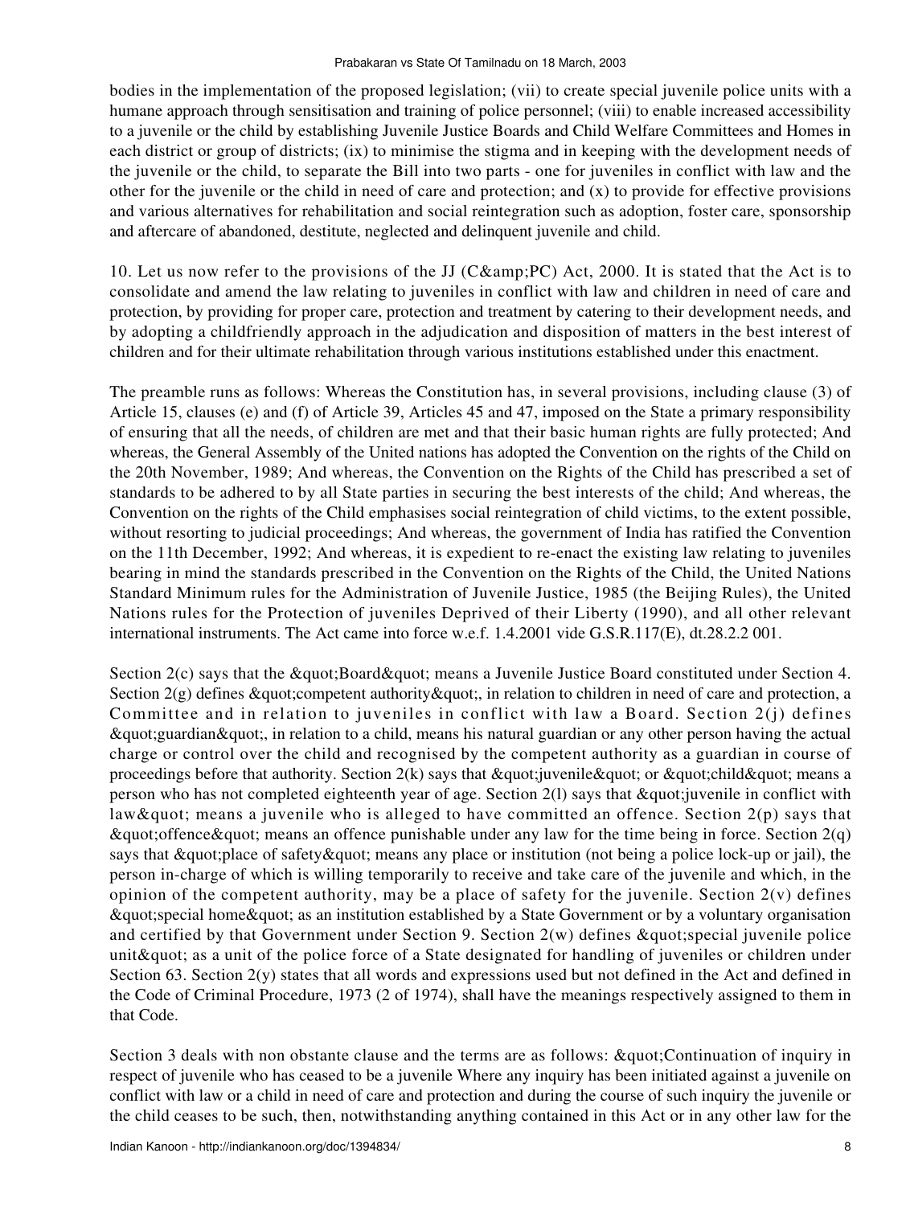bodies in the implementation of the proposed legislation; (vii) to create special juvenile police units with a humane approach through sensitisation and training of police personnel; (viii) to enable increased accessibility to a juvenile or the child by establishing Juvenile Justice Boards and Child Welfare Committees and Homes in each district or group of districts; (ix) to minimise the stigma and in keeping with the development needs of the juvenile or the child, to separate the Bill into two parts - one for juveniles in conflict with law and the other for the juvenile or the child in need of care and protection; and (x) to provide for effective provisions and various alternatives for rehabilitation and social reintegration such as adoption, foster care, sponsorship and aftercare of abandoned, destitute, neglected and delinquent juvenile and child.

10. Let us now refer to the provisions of the JJ (C&amp;PC) Act, 2000. It is stated that the Act is to consolidate and amend the law relating to juveniles in conflict with law and children in need of care and protection, by providing for proper care, protection and treatment by catering to their development needs, and by adopting a childfriendly approach in the adjudication and disposition of matters in the best interest of children and for their ultimate rehabilitation through various institutions established under this enactment.

The preamble runs as follows: Whereas the Constitution has, in several provisions, including clause (3) of Article 15, clauses (e) and (f) of Article 39, Articles 45 and 47, imposed on the State a primary responsibility of ensuring that all the needs, of children are met and that their basic human rights are fully protected; And whereas, the General Assembly of the United nations has adopted the Convention on the rights of the Child on the 20th November, 1989; And whereas, the Convention on the Rights of the Child has prescribed a set of standards to be adhered to by all State parties in securing the best interests of the child; And whereas, the Convention on the rights of the Child emphasises social reintegration of child victims, to the extent possible, without resorting to judicial proceedings; And whereas, the government of India has ratified the Convention on the 11th December, 1992; And whereas, it is expedient to re-enact the existing law relating to juveniles bearing in mind the standards prescribed in the Convention on the Rights of the Child, the United Nations Standard Minimum rules for the Administration of Juvenile Justice, 1985 (the Beijing Rules), the United Nations rules for the Protection of juveniles Deprived of their Liberty (1990), and all other relevant international instruments. The Act came into force w.e.f. 1.4.2001 vide G.S.R.117(E), dt.28.2.2 001.

Section 2(c) says that the &quot;Board&quot; means a Juvenile Justice Board constituted under Section 4. Section 2(g) defines &quot;competent authority&quot;, in relation to children in need of care and protection, a Committee and in relation to juveniles in conflict with law a Board. Section 2(j) defines &quot;guardian&quot;, in relation to a child, means his natural guardian or any other person having the actual charge or control over the child and recognised by the competent authority as a guardian in course of proceedings before that authority. Section 2(k) says that &quot;juvenile&quot; or &quot;child&quot; means a person who has not completed eighteenth year of age. Section 2(l) says that &quot;juvenile in conflict with law&quot; means a juvenile who is alleged to have committed an offence. Section 2(p) says that &quot;offence&quot; means an offence punishable under any law for the time being in force. Section 2(q) says that &quot;place of safety&quot; means any place or institution (not being a police lock-up or jail), the person in-charge of which is willing temporarily to receive and take care of the juvenile and which, in the opinion of the competent authority, may be a place of safety for the juvenile. Section 2(v) defines &quot;special home&quot; as an institution established by a State Government or by a voluntary organisation and certified by that Government under Section 9. Section 2(w) defines &quot;special juvenile police unit&quot; as a unit of the police force of a State designated for handling of juveniles or children under Section 63. Section 2(y) states that all words and expressions used but not defined in the Act and defined in the Code of Criminal Procedure, 1973 (2 of 1974), shall have the meanings respectively assigned to them in that Code.

Section 3 deals with non obstante clause and the terms are as follows: &quot;Continuation of inquiry in respect of juvenile who has ceased to be a juvenile Where any inquiry has been initiated against a juvenile on conflict with law or a child in need of care and protection and during the course of such inquiry the juvenile or the child ceases to be such, then, notwithstanding anything contained in this Act or in any other law for the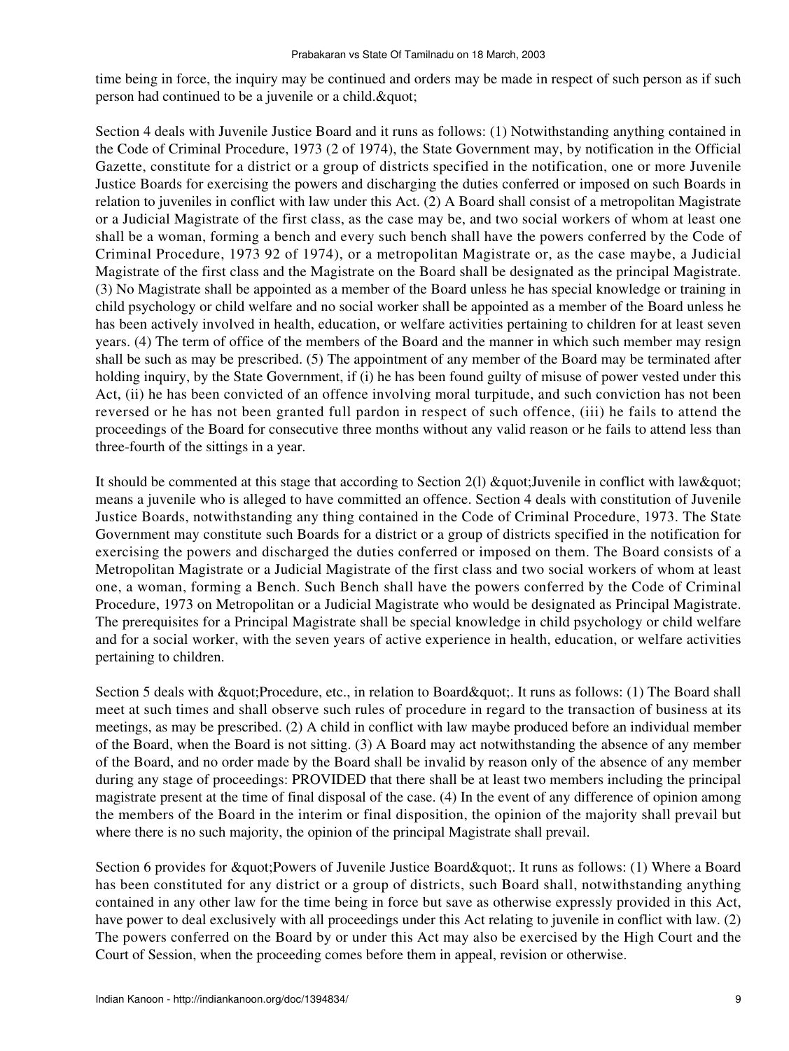time being in force, the inquiry may be continued and orders may be made in respect of such person as if such person had continued to be a juvenile or a child.&quot;

Section 4 deals with Juvenile Justice Board and it runs as follows: (1) Notwithstanding anything contained in the Code of Criminal Procedure, 1973 (2 of 1974), the State Government may, by notification in the Official Gazette, constitute for a district or a group of districts specified in the notification, one or more Juvenile Justice Boards for exercising the powers and discharging the duties conferred or imposed on such Boards in relation to juveniles in conflict with law under this Act. (2) A Board shall consist of a metropolitan Magistrate or a Judicial Magistrate of the first class, as the case may be, and two social workers of whom at least one shall be a woman, forming a bench and every such bench shall have the powers conferred by the Code of Criminal Procedure, 1973 92 of 1974), or a metropolitan Magistrate or, as the case maybe, a Judicial Magistrate of the first class and the Magistrate on the Board shall be designated as the principal Magistrate. (3) No Magistrate shall be appointed as a member of the Board unless he has special knowledge or training in child psychology or child welfare and no social worker shall be appointed as a member of the Board unless he has been actively involved in health, education, or welfare activities pertaining to children for at least seven years. (4) The term of office of the members of the Board and the manner in which such member may resign shall be such as may be prescribed. (5) The appointment of any member of the Board may be terminated after holding inquiry, by the State Government, if (i) he has been found guilty of misuse of power vested under this Act, (ii) he has been convicted of an offence involving moral turpitude, and such conviction has not been reversed or he has not been granted full pardon in respect of such offence, (iii) he fails to attend the proceedings of the Board for consecutive three months without any valid reason or he fails to attend less than three-fourth of the sittings in a year.

It should be commented at this stage that according to Section 2(l) &quot;Juvenile in conflict with law&quot; means a juvenile who is alleged to have committed an offence. Section 4 deals with constitution of Juvenile Justice Boards, notwithstanding any thing contained in the Code of Criminal Procedure, 1973. The State Government may constitute such Boards for a district or a group of districts specified in the notification for exercising the powers and discharged the duties conferred or imposed on them. The Board consists of a Metropolitan Magistrate or a Judicial Magistrate of the first class and two social workers of whom at least one, a woman, forming a Bench. Such Bench shall have the powers conferred by the Code of Criminal Procedure, 1973 on Metropolitan or a Judicial Magistrate who would be designated as Principal Magistrate. The prerequisites for a Principal Magistrate shall be special knowledge in child psychology or child welfare and for a social worker, with the seven years of active experience in health, education, or welfare activities pertaining to children.

Section 5 deals with &quot;Procedure, etc., in relation to Board&quot;. It runs as follows: (1) The Board shall meet at such times and shall observe such rules of procedure in regard to the transaction of business at its meetings, as may be prescribed. (2) A child in conflict with law maybe produced before an individual member of the Board, when the Board is not sitting. (3) A Board may act notwithstanding the absence of any member of the Board, and no order made by the Board shall be invalid by reason only of the absence of any member during any stage of proceedings: PROVIDED that there shall be at least two members including the principal magistrate present at the time of final disposal of the case. (4) In the event of any difference of opinion among the members of the Board in the interim or final disposition, the opinion of the majority shall prevail but where there is no such majority, the opinion of the principal Magistrate shall prevail.

Section 6 provides for &quot;Powers of Juvenile Justice Board&quot;. It runs as follows: (1) Where a Board has been constituted for any district or a group of districts, such Board shall, notwithstanding anything contained in any other law for the time being in force but save as otherwise expressly provided in this Act, have power to deal exclusively with all proceedings under this Act relating to juvenile in conflict with law. (2) The powers conferred on the Board by or under this Act may also be exercised by the High Court and the Court of Session, when the proceeding comes before them in appeal, revision or otherwise.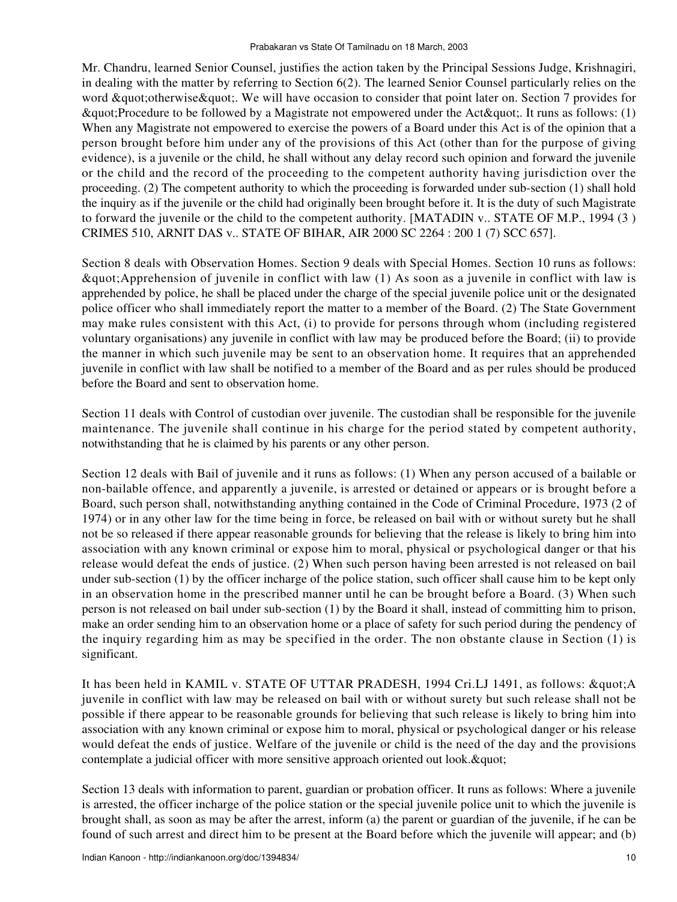Mr. Chandru, learned Senior Counsel, justifies the action taken by the Principal Sessions Judge, Krishnagiri, in dealing with the matter by referring to Section 6(2). The learned Senior Counsel particularly relies on the word &quot;otherwise&quot;. We will have occasion to consider that point later on. Section 7 provides for &quot;Procedure to be followed by a Magistrate not empowered under the Act&quot;. It runs as follows: (1) When any Magistrate not empowered to exercise the powers of a Board under this Act is of the opinion that a person brought before him under any of the provisions of this Act (other than for the purpose of giving evidence), is a juvenile or the child, he shall without any delay record such opinion and forward the juvenile or the child and the record of the proceeding to the competent authority having jurisdiction over the proceeding. (2) The competent authority to which the proceeding is forwarded under sub-section (1) shall hold the inquiry as if the juvenile or the child had originally been brought before it. It is the duty of such Magistrate to forward the juvenile or the child to the competent authority. [MATADIN v.. STATE OF M.P., 1994 (3 ) CRIMES 510, ARNIT DAS v.. STATE OF BIHAR, AIR 2000 SC 2264 : 200 1 (7) SCC 657].

Section 8 deals with Observation Homes. Section 9 deals with Special Homes. Section 10 runs as follows: &quot;Apprehension of juvenile in conflict with law (1) As soon as a juvenile in conflict with law is apprehended by police, he shall be placed under the charge of the special juvenile police unit or the designated police officer who shall immediately report the matter to a member of the Board. (2) The State Government may make rules consistent with this Act, (i) to provide for persons through whom (including registered voluntary organisations) any juvenile in conflict with law may be produced before the Board; (ii) to provide the manner in which such juvenile may be sent to an observation home. It requires that an apprehended juvenile in conflict with law shall be notified to a member of the Board and as per rules should be produced before the Board and sent to observation home.

Section 11 deals with Control of custodian over juvenile. The custodian shall be responsible for the juvenile maintenance. The juvenile shall continue in his charge for the period stated by competent authority, notwithstanding that he is claimed by his parents or any other person.

Section 12 deals with Bail of juvenile and it runs as follows: (1) When any person accused of a bailable or non-bailable offence, and apparently a juvenile, is arrested or detained or appears or is brought before a Board, such person shall, notwithstanding anything contained in the Code of Criminal Procedure, 1973 (2 of 1974) or in any other law for the time being in force, be released on bail with or without surety but he shall not be so released if there appear reasonable grounds for believing that the release is likely to bring him into association with any known criminal or expose him to moral, physical or psychological danger or that his release would defeat the ends of justice. (2) When such person having been arrested is not released on bail under sub-section (1) by the officer incharge of the police station, such officer shall cause him to be kept only in an observation home in the prescribed manner until he can be brought before a Board. (3) When such person is not released on bail under sub-section (1) by the Board it shall, instead of committing him to prison, make an order sending him to an observation home or a place of safety for such period during the pendency of the inquiry regarding him as may be specified in the order. The non obstante clause in Section (1) is significant.

It has been held in KAMIL v. STATE OF UTTAR PRADESH, 1994 Cri.LJ 1491, as follows: &quot;A juvenile in conflict with law may be released on bail with or without surety but such release shall not be possible if there appear to be reasonable grounds for believing that such release is likely to bring him into association with any known criminal or expose him to moral, physical or psychological danger or his release would defeat the ends of justice. Welfare of the juvenile or child is the need of the day and the provisions contemplate a judicial officer with more sensitive approach oriented out look.&quot;

Section 13 deals with information to parent, guardian or probation officer. It runs as follows: Where a juvenile is arrested, the officer incharge of the police station or the special juvenile police unit to which the juvenile is brought shall, as soon as may be after the arrest, inform (a) the parent or guardian of the juvenile, if he can be found of such arrest and direct him to be present at the Board before which the juvenile will appear; and (b)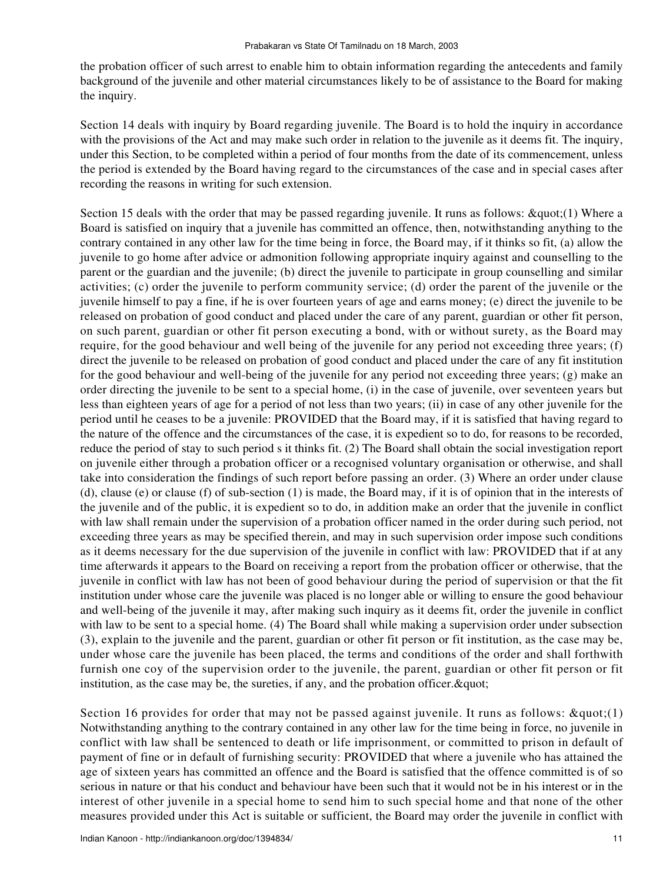the probation officer of such arrest to enable him to obtain information regarding the antecedents and family background of the juvenile and other material circumstances likely to be of assistance to the Board for making the inquiry.

Section 14 deals with inquiry by Board regarding juvenile. The Board is to hold the inquiry in accordance with the provisions of the Act and may make such order in relation to the juvenile as it deems fit. The inquiry, under this Section, to be completed within a period of four months from the date of its commencement, unless the period is extended by the Board having regard to the circumstances of the case and in special cases after recording the reasons in writing for such extension.

Section 15 deals with the order that may be passed regarding juvenile. It runs as follows: &quot;(1) Where a Board is satisfied on inquiry that a juvenile has committed an offence, then, notwithstanding anything to the contrary contained in any other law for the time being in force, the Board may, if it thinks so fit, (a) allow the juvenile to go home after advice or admonition following appropriate inquiry against and counselling to the parent or the guardian and the juvenile; (b) direct the juvenile to participate in group counselling and similar activities; (c) order the juvenile to perform community service; (d) order the parent of the juvenile or the juvenile himself to pay a fine, if he is over fourteen years of age and earns money; (e) direct the juvenile to be released on probation of good conduct and placed under the care of any parent, guardian or other fit person, on such parent, guardian or other fit person executing a bond, with or without surety, as the Board may require, for the good behaviour and well being of the juvenile for any period not exceeding three years; (f) direct the juvenile to be released on probation of good conduct and placed under the care of any fit institution for the good behaviour and well-being of the juvenile for any period not exceeding three years; (g) make an order directing the juvenile to be sent to a special home, (i) in the case of juvenile, over seventeen years but less than eighteen years of age for a period of not less than two years; (ii) in case of any other juvenile for the period until he ceases to be a juvenile: PROVIDED that the Board may, if it is satisfied that having regard to the nature of the offence and the circumstances of the case, it is expedient so to do, for reasons to be recorded, reduce the period of stay to such period s it thinks fit. (2) The Board shall obtain the social investigation report on juvenile either through a probation officer or a recognised voluntary organisation or otherwise, and shall take into consideration the findings of such report before passing an order. (3) Where an order under clause (d), clause (e) or clause (f) of sub-section (1) is made, the Board may, if it is of opinion that in the interests of the juvenile and of the public, it is expedient so to do, in addition make an order that the juvenile in conflict with law shall remain under the supervision of a probation officer named in the order during such period, not exceeding three years as may be specified therein, and may in such supervision order impose such conditions as it deems necessary for the due supervision of the juvenile in conflict with law: PROVIDED that if at any time afterwards it appears to the Board on receiving a report from the probation officer or otherwise, that the juvenile in conflict with law has not been of good behaviour during the period of supervision or that the fit institution under whose care the juvenile was placed is no longer able or willing to ensure the good behaviour and well-being of the juvenile it may, after making such inquiry as it deems fit, order the juvenile in conflict with law to be sent to a special home. (4) The Board shall while making a supervision order under subsection (3), explain to the juvenile and the parent, guardian or other fit person or fit institution, as the case may be, under whose care the juvenile has been placed, the terms and conditions of the order and shall forthwith furnish one coy of the supervision order to the juvenile, the parent, guardian or other fit person or fit institution, as the case may be, the sureties, if any, and the probation officer.&quot;

Section 16 provides for order that may not be passed against juvenile. It runs as follows: &quot;(1) Notwithstanding anything to the contrary contained in any other law for the time being in force, no juvenile in conflict with law shall be sentenced to death or life imprisonment, or committed to prison in default of payment of fine or in default of furnishing security: PROVIDED that where a juvenile who has attained the age of sixteen years has committed an offence and the Board is satisfied that the offence committed is of so serious in nature or that his conduct and behaviour have been such that it would not be in his interest or in the interest of other juvenile in a special home to send him to such special home and that none of the other measures provided under this Act is suitable or sufficient, the Board may order the juvenile in conflict with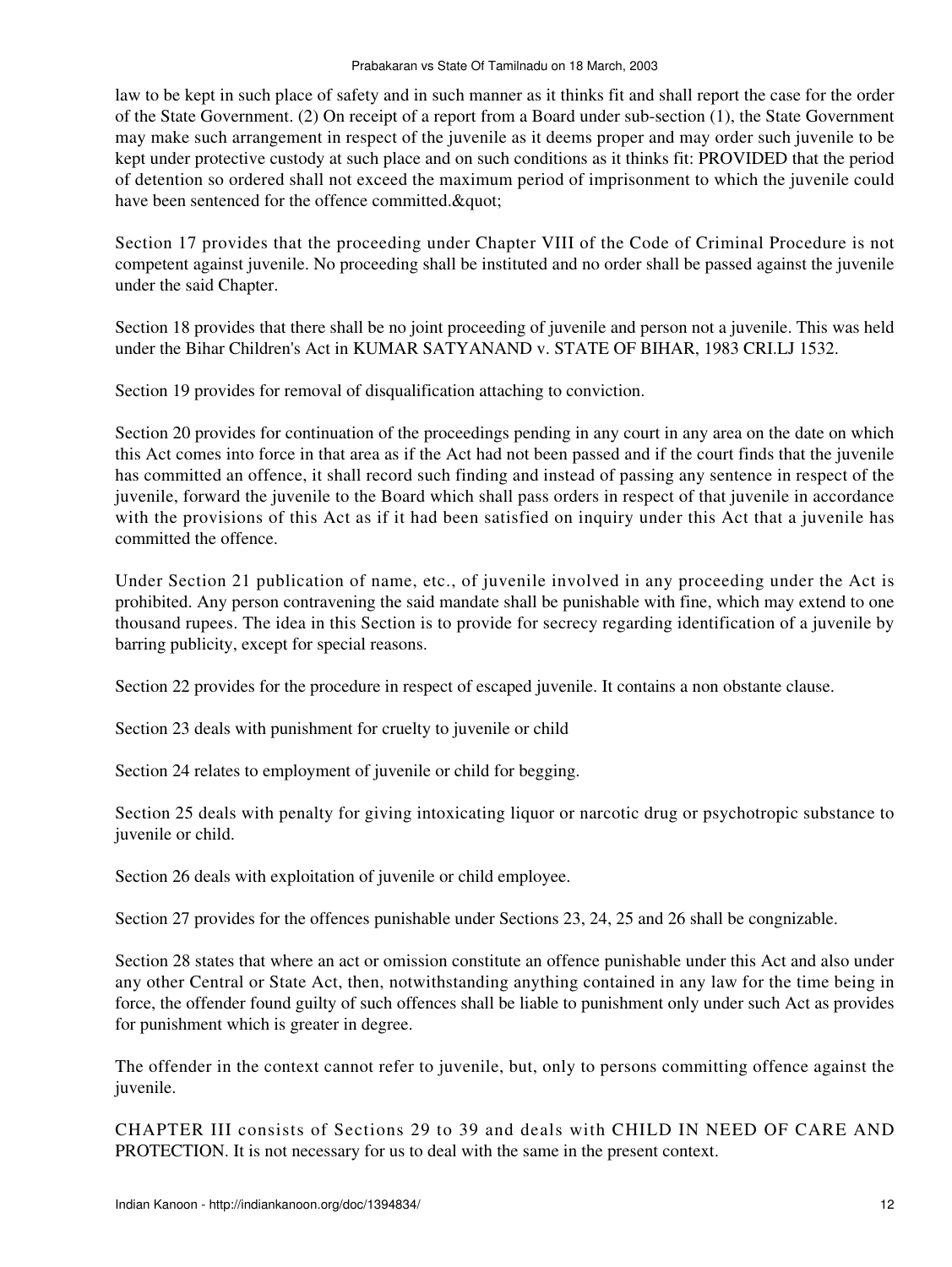law to be kept in such place of safety and in such manner as it thinks fit and shall report the case for the order of the State Government. (2) On receipt of a report from a Board under sub-section (1), the State Government may make such arrangement in respect of the juvenile as it deems proper and may order such juvenile to be kept under protective custody at such place and on such conditions as it thinks fit: PROVIDED that the period of detention so ordered shall not exceed the maximum period of imprisonment to which the juvenile could have been sentenced for the offence committed.&quot;

Section 17 provides that the proceeding under Chapter VIII of the Code of Criminal Procedure is not competent against juvenile. No proceeding shall be instituted and no order shall be passed against the juvenile under the said Chapter.

Section 18 provides that there shall be no joint proceeding of juvenile and person not a juvenile. This was held under the Bihar Children's Act in KUMAR SATYANAND v. STATE OF BIHAR, 1983 CRI.LJ 1532.

Section 19 provides for removal of disqualification attaching to conviction.

Section 20 provides for continuation of the proceedings pending in any court in any area on the date on which this Act comes into force in that area as if the Act had not been passed and if the court finds that the juvenile has committed an offence, it shall record such finding and instead of passing any sentence in respect of the juvenile, forward the juvenile to the Board which shall pass orders in respect of that juvenile in accordance with the provisions of this Act as if it had been satisfied on inquiry under this Act that a juvenile has committed the offence.

Under Section 21 publication of name, etc., of juvenile involved in any proceeding under the Act is prohibited. Any person contravening the said mandate shall be punishable with fine, which may extend to one thousand rupees. The idea in this Section is to provide for secrecy regarding identification of a juvenile by barring publicity, except for special reasons.

Section 22 provides for the procedure in respect of escaped juvenile. It contains a non obstante clause.

Section 23 deals with punishment for cruelty to juvenile or child

Section 24 relates to employment of juvenile or child for begging.

Section 25 deals with penalty for giving intoxicating liquor or narcotic drug or psychotropic substance to juvenile or child.

Section 26 deals with exploitation of juvenile or child employee.

Section 27 provides for the offences punishable under Sections 23, 24, 25 and 26 shall be congnizable.

Section 28 states that where an act or omission constitute an offence punishable under this Act and also under any other Central or State Act, then, notwithstanding anything contained in any law for the time being in force, the offender found guilty of such offences shall be liable to punishment only under such Act as provides for punishment which is greater in degree.

The offender in the context cannot refer to juvenile, but, only to persons committing offence against the juvenile.

CHAPTER III consists of Sections 29 to 39 and deals with CHILD IN NEED OF CARE AND PROTECTION. It is not necessary for us to deal with the same in the present context.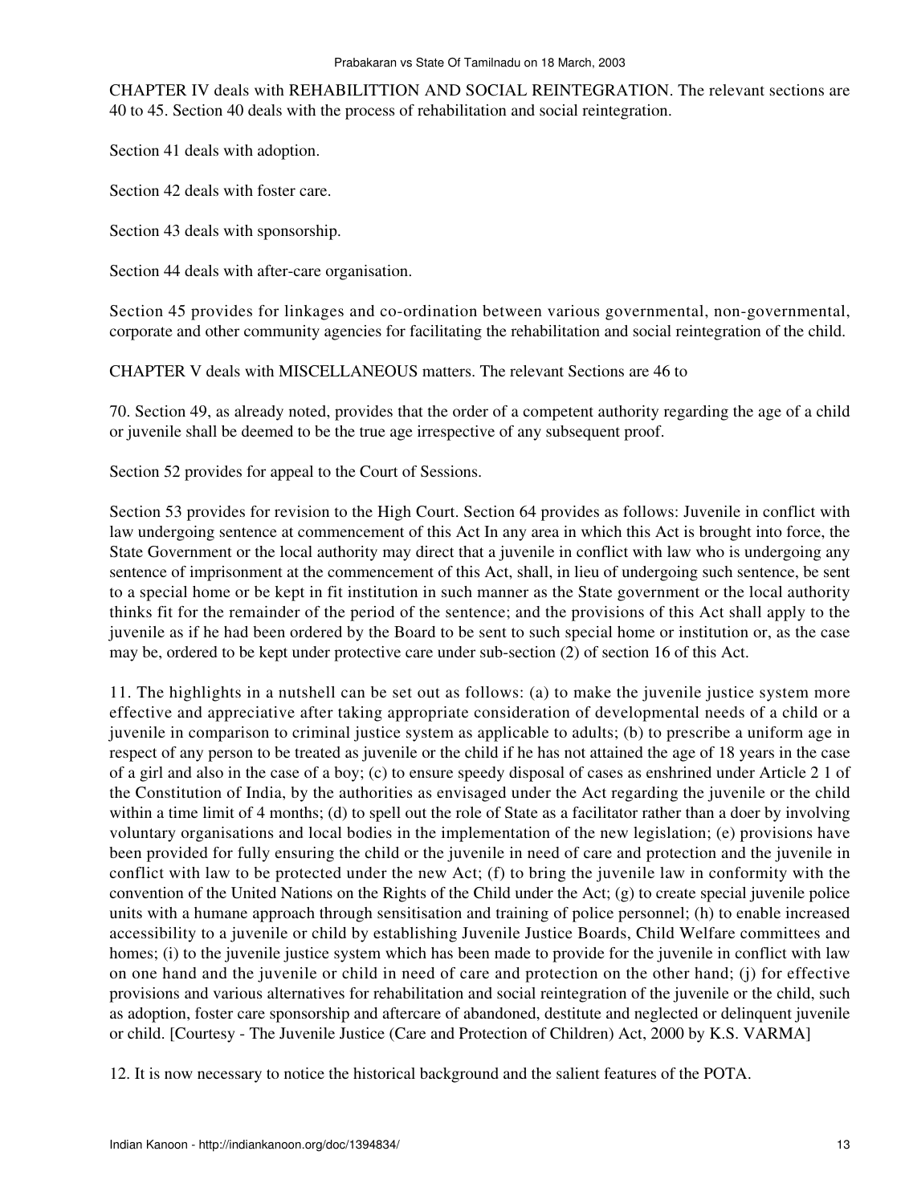CHAPTER IV deals with REHABILITTION AND SOCIAL REINTEGRATION. The relevant sections are 40 to 45. Section 40 deals with the process of rehabilitation and social reintegration.

Section 41 deals with adoption.

Section 42 deals with foster care.

Section 43 deals with sponsorship.

Section 44 deals with after-care organisation.

Section 45 provides for linkages and co-ordination between various governmental, non-governmental, corporate and other community agencies for facilitating the rehabilitation and social reintegration of the child.

CHAPTER V deals with MISCELLANEOUS matters. The relevant Sections are 46 to

70. Section 49, as already noted, provides that the order of a competent authority regarding the age of a child or juvenile shall be deemed to be the true age irrespective of any subsequent proof.

Section 52 provides for appeal to the Court of Sessions.

Section 53 provides for revision to the High Court. Section 64 provides as follows: Juvenile in conflict with law undergoing sentence at commencement of this Act In any area in which this Act is brought into force, the State Government or the local authority may direct that a juvenile in conflict with law who is undergoing any sentence of imprisonment at the commencement of this Act, shall, in lieu of undergoing such sentence, be sent to a special home or be kept in fit institution in such manner as the State government or the local authority thinks fit for the remainder of the period of the sentence; and the provisions of this Act shall apply to the juvenile as if he had been ordered by the Board to be sent to such special home or institution or, as the case may be, ordered to be kept under protective care under sub-section (2) of section 16 of this Act.

11. The highlights in a nutshell can be set out as follows: (a) to make the juvenile justice system more effective and appreciative after taking appropriate consideration of developmental needs of a child or a juvenile in comparison to criminal justice system as applicable to adults; (b) to prescribe a uniform age in respect of any person to be treated as juvenile or the child if he has not attained the age of 18 years in the case of a girl and also in the case of a boy; (c) to ensure speedy disposal of cases as enshrined under Article 2 1 of the Constitution of India, by the authorities as envisaged under the Act regarding the juvenile or the child within a time limit of 4 months; (d) to spell out the role of State as a facilitator rather than a doer by involving voluntary organisations and local bodies in the implementation of the new legislation; (e) provisions have been provided for fully ensuring the child or the juvenile in need of care and protection and the juvenile in conflict with law to be protected under the new Act; (f) to bring the juvenile law in conformity with the convention of the United Nations on the Rights of the Child under the Act; (g) to create special juvenile police units with a humane approach through sensitisation and training of police personnel; (h) to enable increased accessibility to a juvenile or child by establishing Juvenile Justice Boards, Child Welfare committees and homes; (i) to the juvenile justice system which has been made to provide for the juvenile in conflict with law on one hand and the juvenile or child in need of care and protection on the other hand; (j) for effective provisions and various alternatives for rehabilitation and social reintegration of the juvenile or the child, such as adoption, foster care sponsorship and aftercare of abandoned, destitute and neglected or delinquent juvenile or child. [Courtesy - The Juvenile Justice (Care and Protection of Children) Act, 2000 by K.S. VARMA]

12. It is now necessary to notice the historical background and the salient features of the POTA.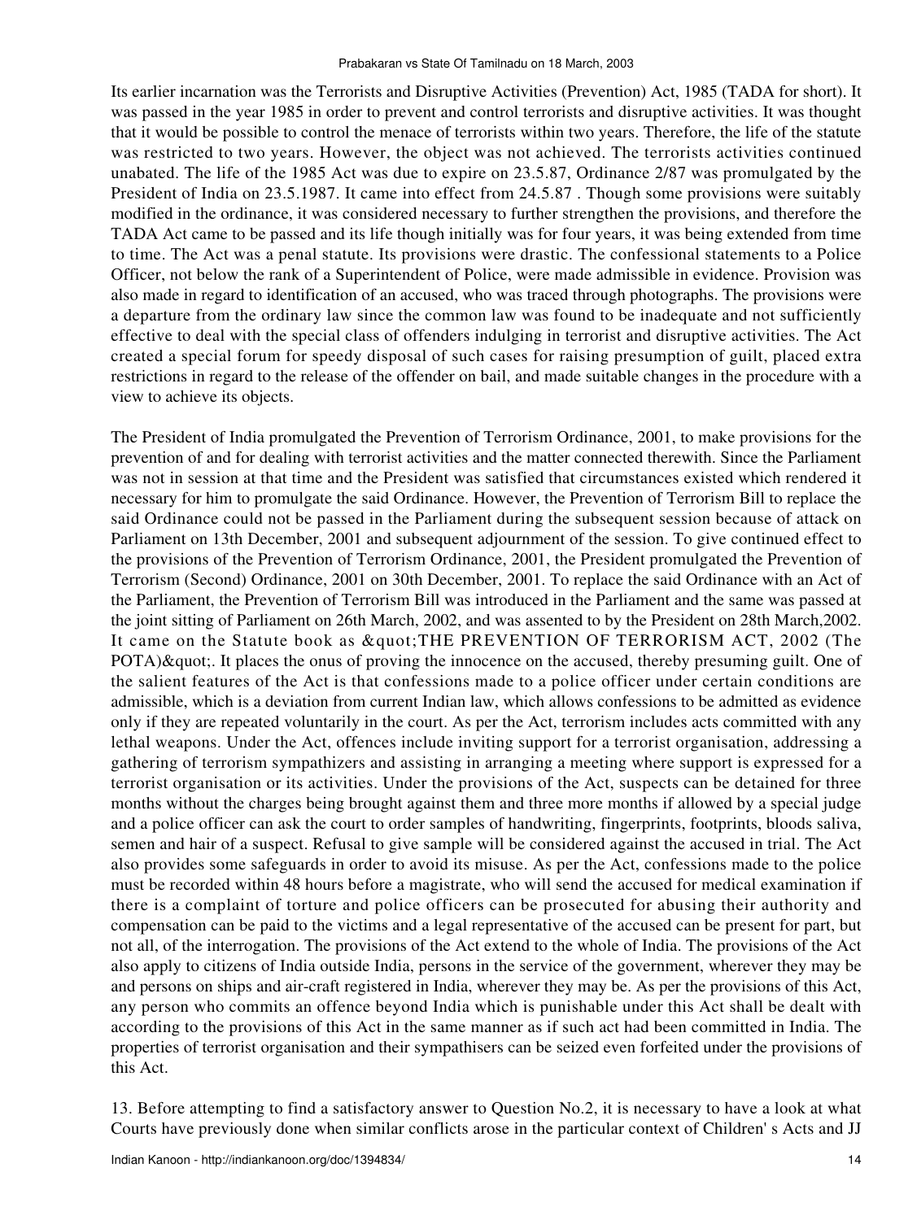Its earlier incarnation was the Terrorists and Disruptive Activities (Prevention) Act, 1985 (TADA for short). It was passed in the year 1985 in order to prevent and control terrorists and disruptive activities. It was thought that it would be possible to control the menace of terrorists within two years. Therefore, the life of the statute was restricted to two years. However, the object was not achieved. The terrorists activities continued unabated. The life of the 1985 Act was due to expire on 23.5.87, Ordinance 2/87 was promulgated by the President of India on 23.5.1987. It came into effect from 24.5.87 . Though some provisions were suitably modified in the ordinance, it was considered necessary to further strengthen the provisions, and therefore the TADA Act came to be passed and its life though initially was for four years, it was being extended from time to time. The Act was a penal statute. Its provisions were drastic. The confessional statements to a Police Officer, not below the rank of a Superintendent of Police, were made admissible in evidence. Provision was also made in regard to identification of an accused, who was traced through photographs. The provisions were a departure from the ordinary law since the common law was found to be inadequate and not sufficiently effective to deal with the special class of offenders indulging in terrorist and disruptive activities. The Act created a special forum for speedy disposal of such cases for raising presumption of guilt, placed extra restrictions in regard to the release of the offender on bail, and made suitable changes in the procedure with a view to achieve its objects.

The President of India promulgated the Prevention of Terrorism Ordinance, 2001, to make provisions for the prevention of and for dealing with terrorist activities and the matter connected therewith. Since the Parliament was not in session at that time and the President was satisfied that circumstances existed which rendered it necessary for him to promulgate the said Ordinance. However, the Prevention of Terrorism Bill to replace the said Ordinance could not be passed in the Parliament during the subsequent session because of attack on Parliament on 13th December, 2001 and subsequent adjournment of the session. To give continued effect to the provisions of the Prevention of Terrorism Ordinance, 2001, the President promulgated the Prevention of Terrorism (Second) Ordinance, 2001 on 30th December, 2001. To replace the said Ordinance with an Act of the Parliament, the Prevention of Terrorism Bill was introduced in the Parliament and the same was passed at the joint sitting of Parliament on 26th March, 2002, and was assented to by the President on 28th March,2002. It came on the Statute book as &quot;THE PREVENTION OF TERRORISM ACT, 2002 (The POTA)&quot;. It places the onus of proving the innocence on the accused, thereby presuming guilt. One of the salient features of the Act is that confessions made to a police officer under certain conditions are admissible, which is a deviation from current Indian law, which allows confessions to be admitted as evidence only if they are repeated voluntarily in the court. As per the Act, terrorism includes acts committed with any lethal weapons. Under the Act, offences include inviting support for a terrorist organisation, addressing a gathering of terrorism sympathizers and assisting in arranging a meeting where support is expressed for a terrorist organisation or its activities. Under the provisions of the Act, suspects can be detained for three months without the charges being brought against them and three more months if allowed by a special judge and a police officer can ask the court to order samples of handwriting, fingerprints, footprints, bloods saliva, semen and hair of a suspect. Refusal to give sample will be considered against the accused in trial. The Act also provides some safeguards in order to avoid its misuse. As per the Act, confessions made to the police must be recorded within 48 hours before a magistrate, who will send the accused for medical examination if there is a complaint of torture and police officers can be prosecuted for abusing their authority and compensation can be paid to the victims and a legal representative of the accused can be present for part, but not all, of the interrogation. The provisions of the Act extend to the whole of India. The provisions of the Act also apply to citizens of India outside India, persons in the service of the government, wherever they may be and persons on ships and air-craft registered in India, wherever they may be. As per the provisions of this Act, any person who commits an offence beyond India which is punishable under this Act shall be dealt with according to the provisions of this Act in the same manner as if such act had been committed in India. The properties of terrorist organisation and their sympathisers can be seized even forfeited under the provisions of this Act.

13. Before attempting to find a satisfactory answer to Question No.2, it is necessary to have a look at what Courts have previously done when similar conflicts arose in the particular context of Children' s Acts and JJ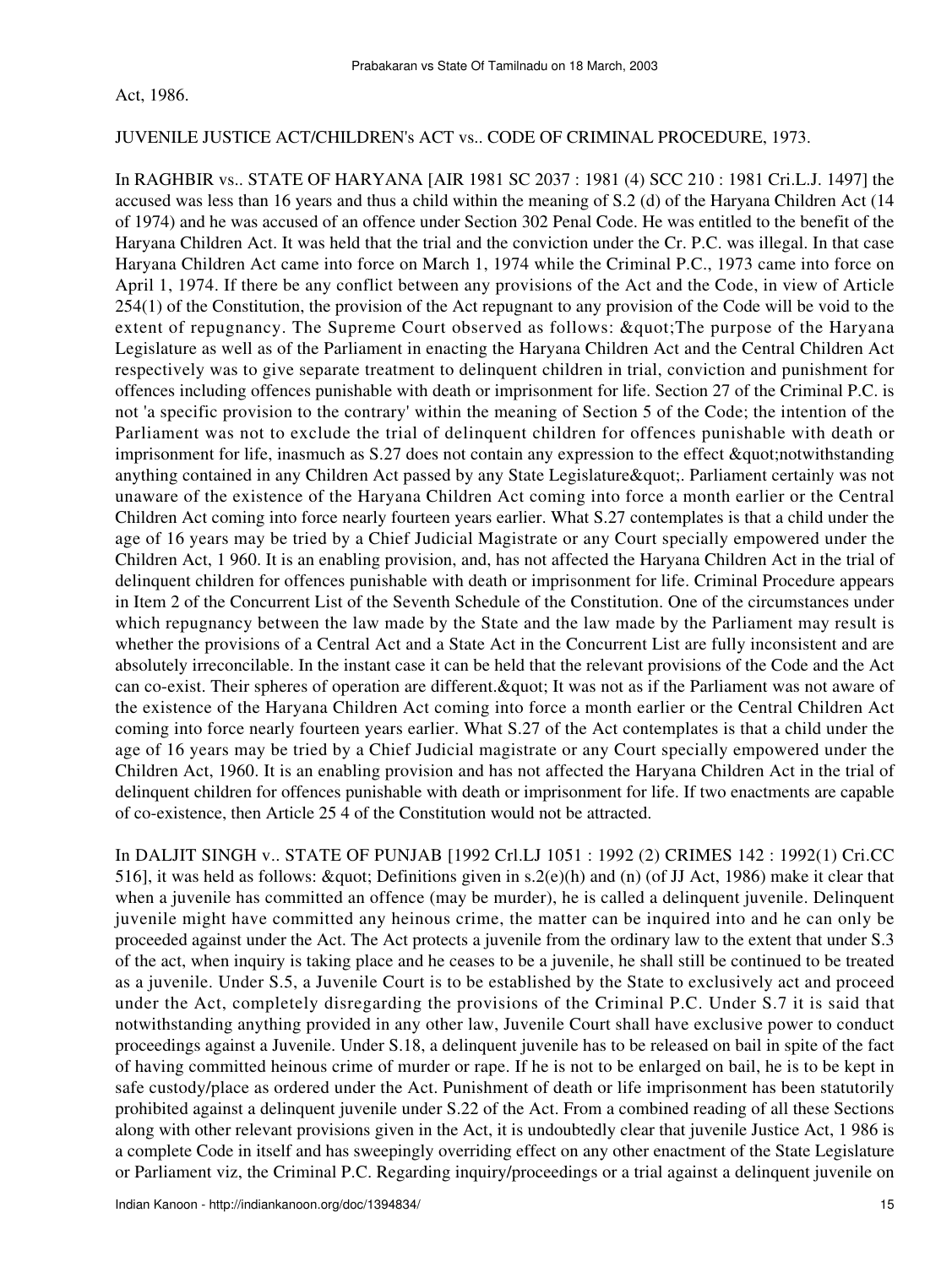Act, 1986.

JUVENILE JUSTICE ACT/CHILDREN's ACT vs.. CODE OF CRIMINAL PROCEDURE, 1973.

In RAGHBIR vs.. STATE OF HARYANA [AIR 1981 SC 2037 : 1981 (4) SCC 210 : 1981 Cri.L.J. 1497] the accused was less than 16 years and thus a child within the meaning of S.2 (d) of the Haryana Children Act (14 of 1974) and he was accused of an offence under Section 302 Penal Code. He was entitled to the benefit of the Haryana Children Act. It was held that the trial and the conviction under the Cr. P.C. was illegal. In that case Haryana Children Act came into force on March 1, 1974 while the Criminal P.C., 1973 came into force on April 1, 1974. If there be any conflict between any provisions of the Act and the Code, in view of Article 254(1) of the Constitution, the provision of the Act repugnant to any provision of the Code will be void to the extent of repugnancy. The Supreme Court observed as follows: &quot;The purpose of the Haryana Legislature as well as of the Parliament in enacting the Haryana Children Act and the Central Children Act respectively was to give separate treatment to delinquent children in trial, conviction and punishment for offences including offences punishable with death or imprisonment for life. Section 27 of the Criminal P.C. is not 'a specific provision to the contrary' within the meaning of Section 5 of the Code; the intention of the Parliament was not to exclude the trial of delinquent children for offences punishable with death or imprisonment for life, inasmuch as S.27 does not contain any expression to the effect &quot;notwithstanding anything contained in any Children Act passed by any State Legislature&quot;. Parliament certainly was not unaware of the existence of the Haryana Children Act coming into force a month earlier or the Central Children Act coming into force nearly fourteen years earlier. What S.27 contemplates is that a child under the age of 16 years may be tried by a Chief Judicial Magistrate or any Court specially empowered under the Children Act, 1 960. It is an enabling provision, and, has not affected the Haryana Children Act in the trial of delinquent children for offences punishable with death or imprisonment for life. Criminal Procedure appears in Item 2 of the Concurrent List of the Seventh Schedule of the Constitution. One of the circumstances under which repugnancy between the law made by the State and the law made by the Parliament may result is whether the provisions of a Central Act and a State Act in the Concurrent List are fully inconsistent and are absolutely irreconcilable. In the instant case it can be held that the relevant provisions of the Code and the Act can co-exist. Their spheres of operation are different.&quot; It was not as if the Parliament was not aware of the existence of the Haryana Children Act coming into force a month earlier or the Central Children Act coming into force nearly fourteen years earlier. What S.27 of the Act contemplates is that a child under the age of 16 years may be tried by a Chief Judicial magistrate or any Court specially empowered under the Children Act, 1960. It is an enabling provision and has not affected the Haryana Children Act in the trial of delinquent children for offences punishable with death or imprisonment for life. If two enactments are capable of co-existence, then Article 25 4 of the Constitution would not be attracted.

In DALJIT SINGH v.. STATE OF PUNJAB [1992 Crl.LJ 1051 : 1992 (2) CRIMES 142 : 1992(1) Cri.CC 516], it was held as follows: &quot; Definitions given in s.2(e)(h) and (n) (of JJ Act, 1986) make it clear that when a juvenile has committed an offence (may be murder), he is called a delinquent juvenile. Delinquent juvenile might have committed any heinous crime, the matter can be inquired into and he can only be proceeded against under the Act. The Act protects a juvenile from the ordinary law to the extent that under S.3 of the act, when inquiry is taking place and he ceases to be a juvenile, he shall still be continued to be treated as a juvenile. Under S.5, a Juvenile Court is to be established by the State to exclusively act and proceed under the Act, completely disregarding the provisions of the Criminal P.C. Under S.7 it is said that notwithstanding anything provided in any other law, Juvenile Court shall have exclusive power to conduct proceedings against a Juvenile. Under S.18, a delinquent juvenile has to be released on bail in spite of the fact of having committed heinous crime of murder or rape. If he is not to be enlarged on bail, he is to be kept in safe custody/place as ordered under the Act. Punishment of death or life imprisonment has been statutorily prohibited against a delinquent juvenile under S.22 of the Act. From a combined reading of all these Sections along with other relevant provisions given in the Act, it is undoubtedly clear that juvenile Justice Act, 1 986 is a complete Code in itself and has sweepingly overriding effect on any other enactment of the State Legislature or Parliament viz, the Criminal P.C. Regarding inquiry/proceedings or a trial against a delinquent juvenile on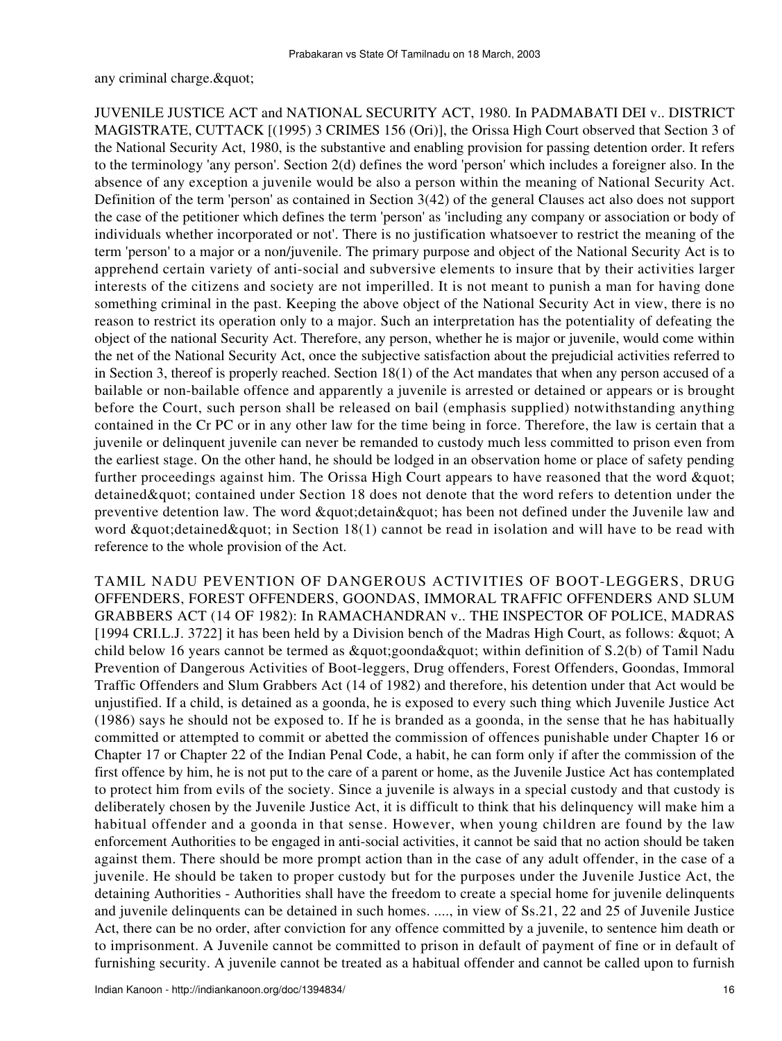any criminal charge.&quot;

JUVENILE JUSTICE ACT and NATIONAL SECURITY ACT, 1980. In PADMABATI DEI v.. DISTRICT MAGISTRATE, CUTTACK [(1995) 3 CRIMES 156 (Ori)], the Orissa High Court observed that Section 3 of the National Security Act, 1980, is the substantive and enabling provision for passing detention order. It refers to the terminology 'any person'. Section 2(d) defines the word 'person' which includes a foreigner also. In the absence of any exception a juvenile would be also a person within the meaning of National Security Act. Definition of the term 'person' as contained in Section 3(42) of the general Clauses act also does not support the case of the petitioner which defines the term 'person' as 'including any company or association or body of individuals whether incorporated or not'. There is no justification whatsoever to restrict the meaning of the term 'person' to a major or a non/juvenile. The primary purpose and object of the National Security Act is to apprehend certain variety of anti-social and subversive elements to insure that by their activities larger interests of the citizens and society are not imperilled. It is not meant to punish a man for having done something criminal in the past. Keeping the above object of the National Security Act in view, there is no reason to restrict its operation only to a major. Such an interpretation has the potentiality of defeating the object of the national Security Act. Therefore, any person, whether he is major or juvenile, would come within the net of the National Security Act, once the subjective satisfaction about the prejudicial activities referred to in Section 3, thereof is properly reached. Section 18(1) of the Act mandates that when any person accused of a bailable or non-bailable offence and apparently a juvenile is arrested or detained or appears or is brought before the Court, such person shall be released on bail (emphasis supplied) notwithstanding anything contained in the Cr PC or in any other law for the time being in force. Therefore, the law is certain that a juvenile or delinquent juvenile can never be remanded to custody much less committed to prison even from the earliest stage. On the other hand, he should be lodged in an observation home or place of safety pending further proceedings against him. The Orissa High Court appears to have reasoned that the word &quot; detained&quot; contained under Section 18 does not denote that the word refers to detention under the preventive detention law. The word &quot;detain&quot; has been not defined under the Juvenile law and word &quot;detained&quot; in Section 18(1) cannot be read in isolation and will have to be read with reference to the whole provision of the Act.

TAMIL NADU PEVENTION OF DANGEROUS ACTIVITIES OF BOOT-LEGGERS, DRUG OFFENDERS, FOREST OFFENDERS, GOONDAS, IMMORAL TRAFFIC OFFENDERS AND SLUM GRABBERS ACT (14 OF 1982): In RAMACHANDRAN v.. THE INSPECTOR OF POLICE, MADRAS [1994 CRI.L.J. 3722] it has been held by a Division bench of the Madras High Court, as follows: &quot; A child below 16 years cannot be termed as &quot;goonda&quot; within definition of S.2(b) of Tamil Nadu Prevention of Dangerous Activities of Boot-leggers, Drug offenders, Forest Offenders, Goondas, Immoral Traffic Offenders and Slum Grabbers Act (14 of 1982) and therefore, his detention under that Act would be unjustified. If a child, is detained as a goonda, he is exposed to every such thing which Juvenile Justice Act (1986) says he should not be exposed to. If he is branded as a goonda, in the sense that he has habitually committed or attempted to commit or abetted the commission of offences punishable under Chapter 16 or Chapter 17 or Chapter 22 of the Indian Penal Code, a habit, he can form only if after the commission of the first offence by him, he is not put to the care of a parent or home, as the Juvenile Justice Act has contemplated to protect him from evils of the society. Since a juvenile is always in a special custody and that custody is deliberately chosen by the Juvenile Justice Act, it is difficult to think that his delinquency will make him a habitual offender and a goonda in that sense. However, when young children are found by the law enforcement Authorities to be engaged in anti-social activities, it cannot be said that no action should be taken against them. There should be more prompt action than in the case of any adult offender, in the case of a juvenile. He should be taken to proper custody but for the purposes under the Juvenile Justice Act, the detaining Authorities - Authorities shall have the freedom to create a special home for juvenile delinquents and juvenile delinquents can be detained in such homes. ...., in view of Ss.21, 22 and 25 of Juvenile Justice Act, there can be no order, after conviction for any offence committed by a juvenile, to sentence him death or to imprisonment. A Juvenile cannot be committed to prison in default of payment of fine or in default of furnishing security. A juvenile cannot be treated as a habitual offender and cannot be called upon to furnish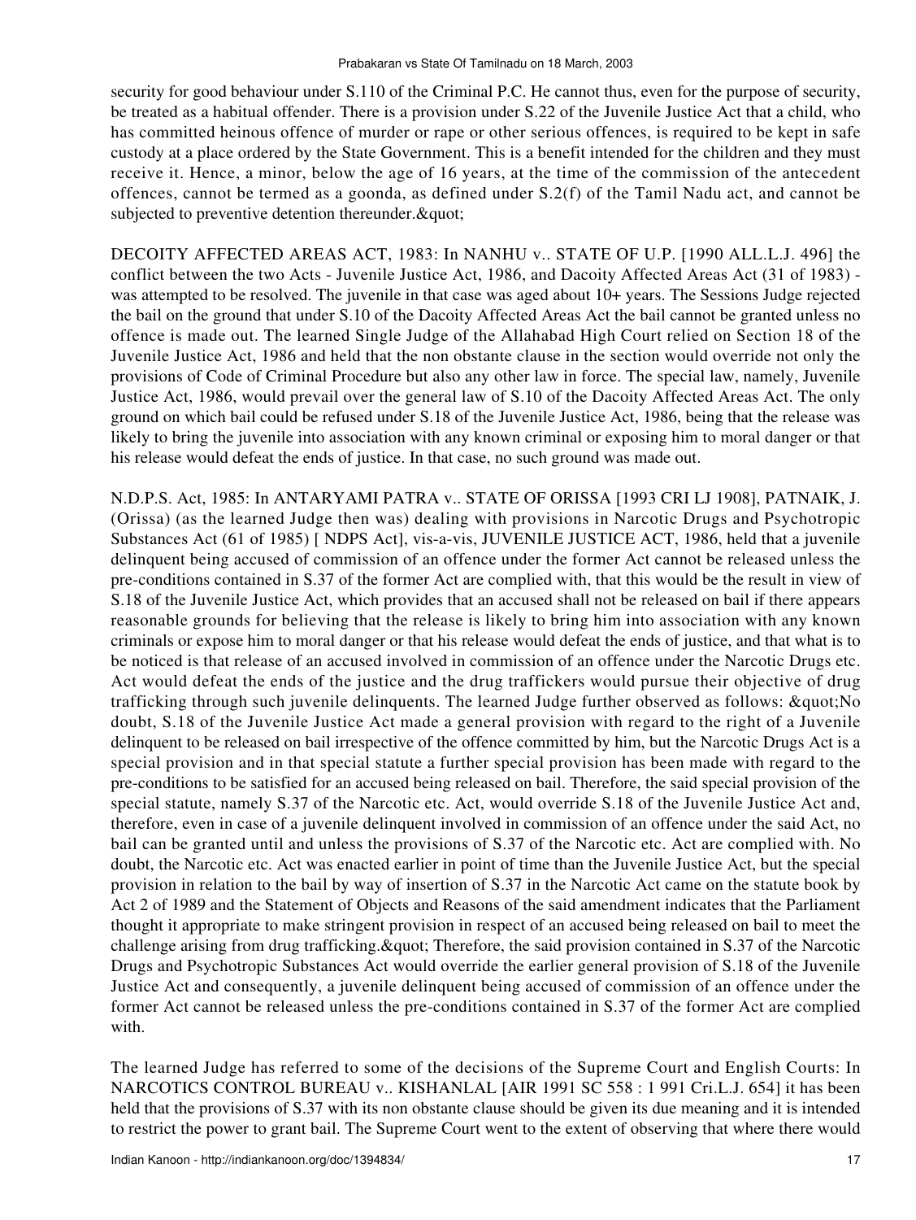security for good behaviour under S.110 of the Criminal P.C. He cannot thus, even for the purpose of security, be treated as a habitual offender. There is a provision under S.22 of the Juvenile Justice Act that a child, who has committed heinous offence of murder or rape or other serious offences, is required to be kept in safe custody at a place ordered by the State Government. This is a benefit intended for the children and they must receive it. Hence, a minor, below the age of 16 years, at the time of the commission of the antecedent offences, cannot be termed as a goonda, as defined under S.2(f) of the Tamil Nadu act, and cannot be subjected to preventive detention thereunder.&quot;

DECOITY AFFECTED AREAS ACT, 1983: In NANHU v.. STATE OF U.P. [1990 ALL.L.J. 496] the conflict between the two Acts - Juvenile Justice Act, 1986, and Dacoity Affected Areas Act (31 of 1983) - was attempted to be resolved. The juvenile in that case was aged about 10+ years. The Sessions Judge rejected the bail on the ground that under S.10 of the Dacoity Affected Areas Act the bail cannot be granted unless no offence is made out. The learned Single Judge of the Allahabad High Court relied on Section 18 of the Juvenile Justice Act, 1986 and held that the non obstante clause in the section would override not only the provisions of Code of Criminal Procedure but also any other law in force. The special law, namely, Juvenile Justice Act, 1986, would prevail over the general law of S.10 of the Dacoity Affected Areas Act. The only ground on which bail could be refused under S.18 of the Juvenile Justice Act, 1986, being that the release was likely to bring the juvenile into association with any known criminal or exposing him to moral danger or that his release would defeat the ends of justice. In that case, no such ground was made out.

N.D.P.S. Act, 1985: In ANTARYAMI PATRA v.. STATE OF ORISSA [1993 CRI LJ 1908], PATNAIK, J. (Orissa) (as the learned Judge then was) dealing with provisions in Narcotic Drugs and Psychotropic Substances Act (61 of 1985) [ NDPS Act], vis-a-vis, JUVENILE JUSTICE ACT, 1986, held that a juvenile delinquent being accused of commission of an offence under the former Act cannot be released unless the pre-conditions contained in S.37 of the former Act are complied with, that this would be the result in view of S.18 of the Juvenile Justice Act, which provides that an accused shall not be released on bail if there appears reasonable grounds for believing that the release is likely to bring him into association with any known criminals or expose him to moral danger or that his release would defeat the ends of justice, and that what is to be noticed is that release of an accused involved in commission of an offence under the Narcotic Drugs etc. Act would defeat the ends of the justice and the drug traffickers would pursue their objective of drug trafficking through such juvenile delinquents. The learned Judge further observed as follows: &quot;No doubt, S.18 of the Juvenile Justice Act made a general provision with regard to the right of a Juvenile delinquent to be released on bail irrespective of the offence committed by him, but the Narcotic Drugs Act is a special provision and in that special statute a further special provision has been made with regard to the pre-conditions to be satisfied for an accused being released on bail. Therefore, the said special provision of the special statute, namely S.37 of the Narcotic etc. Act, would override S.18 of the Juvenile Justice Act and, therefore, even in case of a juvenile delinquent involved in commission of an offence under the said Act, no bail can be granted until and unless the provisions of S.37 of the Narcotic etc. Act are complied with. No doubt, the Narcotic etc. Act was enacted earlier in point of time than the Juvenile Justice Act, but the special provision in relation to the bail by way of insertion of S.37 in the Narcotic Act came on the statute book by Act 2 of 1989 and the Statement of Objects and Reasons of the said amendment indicates that the Parliament thought it appropriate to make stringent provision in respect of an accused being released on bail to meet the challenge arising from drug trafficking.&quot; Therefore, the said provision contained in S.37 of the Narcotic Drugs and Psychotropic Substances Act would override the earlier general provision of S.18 of the Juvenile Justice Act and consequently, a juvenile delinquent being accused of commission of an offence under the former Act cannot be released unless the pre-conditions contained in S.37 of the former Act are complied with.

The learned Judge has referred to some of the decisions of the Supreme Court and English Courts: In NARCOTICS CONTROL BUREAU v.. KISHANLAL [AIR 1991 SC 558 : 1 991 Cri.L.J. 654] it has been held that the provisions of S.37 with its non obstante clause should be given its due meaning and it is intended to restrict the power to grant bail. The Supreme Court went to the extent of observing that where there would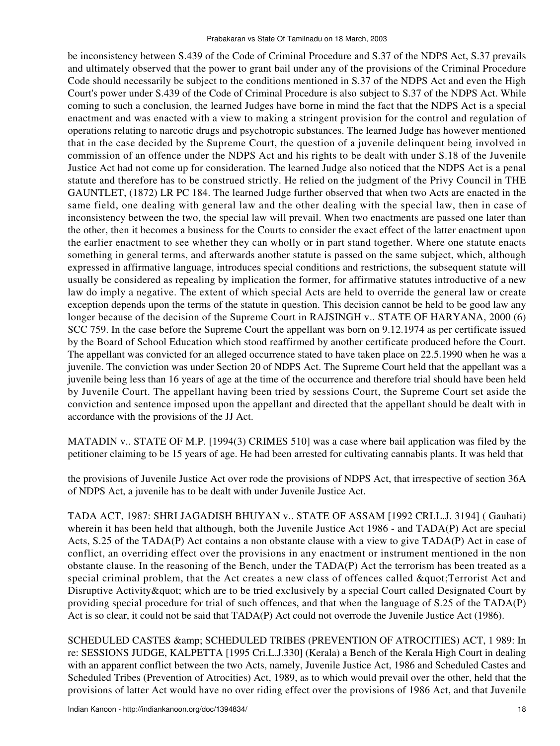be inconsistency between S.439 of the Code of Criminal Procedure and S.37 of the NDPS Act, S.37 prevails and ultimately observed that the power to grant bail under any of the provisions of the Criminal Procedure Code should necessarily be subject to the conditions mentioned in S.37 of the NDPS Act and even the High Court's power under S.439 of the Code of Criminal Procedure is also subject to S.37 of the NDPS Act. While coming to such a conclusion, the learned Judges have borne in mind the fact that the NDPS Act is a special enactment and was enacted with a view to making a stringent provision for the control and regulation of operations relating to narcotic drugs and psychotropic substances. The learned Judge has however mentioned that in the case decided by the Supreme Court, the question of a juvenile delinquent being involved in commission of an offence under the NDPS Act and his rights to be dealt with under S.18 of the Juvenile Justice Act had not come up for consideration. The learned Judge also noticed that the NDPS Act is a penal statute and therefore has to be construed strictly. He relied on the judgment of the Privy Council in THE GAUNTLET, (1872) LR PC 184. The learned Judge further observed that when two Acts are enacted in the same field, one dealing with general law and the other dealing with the special law, then in case of inconsistency between the two, the special law will prevail. When two enactments are passed one later than the other, then it becomes a business for the Courts to consider the exact effect of the latter enactment upon the earlier enactment to see whether they can wholly or in part stand together. Where one statute enacts something in general terms, and afterwards another statute is passed on the same subject, which, although expressed in affirmative language, introduces special conditions and restrictions, the subsequent statute will usually be considered as repealing by implication the former, for affirmative statutes introductive of a new law do imply a negative. The extent of which special Acts are held to override the general law or create exception depends upon the terms of the statute in question. This decision cannot be held to be good law any longer because of the decision of the Supreme Court in RAJSINGH v.. STATE OF HARYANA, 2000 (6) SCC 759. In the case before the Supreme Court the appellant was born on 9.12.1974 as per certificate issued by the Board of School Education which stood reaffirmed by another certificate produced before the Court. The appellant was convicted for an alleged occurrence stated to have taken place on 22.5.1990 when he was a juvenile. The conviction was under Section 20 of NDPS Act. The Supreme Court held that the appellant was a juvenile being less than 16 years of age at the time of the occurrence and therefore trial should have been held by Juvenile Court. The appellant having been tried by sessions Court, the Supreme Court set aside the conviction and sentence imposed upon the appellant and directed that the appellant should be dealt with in accordance with the provisions of the JJ Act.

MATADIN v.. STATE OF M.P. [1994(3) CRIMES 510] was a case where bail application was filed by the petitioner claiming to be 15 years of age. He had been arrested for cultivating cannabis plants. It was held that

the provisions of Juvenile Justice Act over rode the provisions of NDPS Act, that irrespective of section 36A of NDPS Act, a juvenile has to be dealt with under Juvenile Justice Act.

TADA ACT, 1987: SHRI JAGADISH BHUYAN v.. STATE OF ASSAM [1992 CRI.L.J. 3194] ( Gauhati) wherein it has been held that although, both the Juvenile Justice Act 1986 - and TADA(P) Act are special Acts, S.25 of the TADA(P) Act contains a non obstante clause with a view to give TADA(P) Act in case of conflict, an overriding effect over the provisions in any enactment or instrument mentioned in the non obstante clause. In the reasoning of the Bench, under the TADA(P) Act the terrorism has been treated as a special criminal problem, that the Act creates a new class of offences called &quot;Terrorist Act and Disruptive Activity&quot; which are to be tried exclusively by a special Court called Designated Court by providing special procedure for trial of such offences, and that when the language of S.25 of the TADA(P) Act is so clear, it could not be said that TADA(P) Act could not overrode the Juvenile Justice Act (1986).

SCHEDULED CASTES &amp; SCHEDULED TRIBES (PREVENTION OF ATROCITIES) ACT, 1 989: In re: SESSIONS JUDGE, KALPETTA [1995 Cri.L.J.330] (Kerala) a Bench of the Kerala High Court in dealing with an apparent conflict between the two Acts, namely, Juvenile Justice Act, 1986 and Scheduled Castes and Scheduled Tribes (Prevention of Atrocities) Act, 1989, as to which would prevail over the other, held that the provisions of latter Act would have no over riding effect over the provisions of 1986 Act, and that Juvenile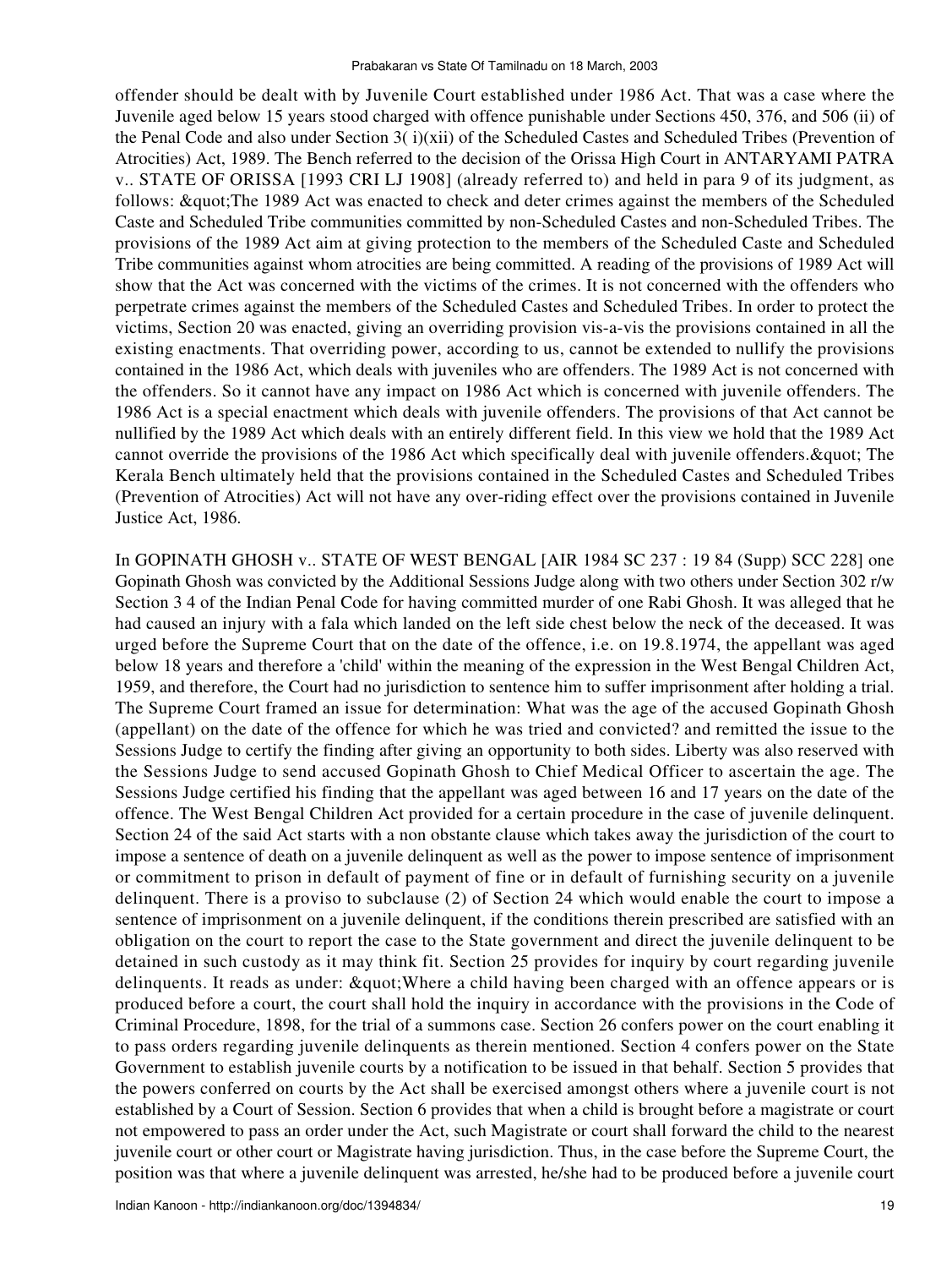offender should be dealt with by Juvenile Court established under 1986 Act. That was a case where the Juvenile aged below 15 years stood charged with offence punishable under Sections 450, 376, and 506 (ii) of the Penal Code and also under Section 3( i)(xii) of the Scheduled Castes and Scheduled Tribes (Prevention of Atrocities) Act, 1989. The Bench referred to the decision of the Orissa High Court in ANTARYAMI PATRA v.. STATE OF ORISSA [1993 CRI LJ 1908] (already referred to) and held in para 9 of its judgment, as follows: &quot;The 1989 Act was enacted to check and deter crimes against the members of the Scheduled Caste and Scheduled Tribe communities committed by non-Scheduled Castes and non-Scheduled Tribes. The provisions of the 1989 Act aim at giving protection to the members of the Scheduled Caste and Scheduled Tribe communities against whom atrocities are being committed. A reading of the provisions of 1989 Act will show that the Act was concerned with the victims of the crimes. It is not concerned with the offenders who perpetrate crimes against the members of the Scheduled Castes and Scheduled Tribes. In order to protect the victims, Section 20 was enacted, giving an overriding provision vis-a-vis the provisions contained in all the existing enactments. That overriding power, according to us, cannot be extended to nullify the provisions contained in the 1986 Act, which deals with juveniles who are offenders. The 1989 Act is not concerned with the offenders. So it cannot have any impact on 1986 Act which is concerned with juvenile offenders. The 1986 Act is a special enactment which deals with juvenile offenders. The provisions of that Act cannot be nullified by the 1989 Act which deals with an entirely different field. In this view we hold that the 1989 Act cannot override the provisions of the 1986 Act which specifically deal with juvenile offenders.&quot; The Kerala Bench ultimately held that the provisions contained in the Scheduled Castes and Scheduled Tribes (Prevention of Atrocities) Act will not have any over-riding effect over the provisions contained in Juvenile Justice Act, 1986.

In GOPINATH GHOSH v.. STATE OF WEST BENGAL [AIR 1984 SC 237 : 19 84 (Supp) SCC 228] one Gopinath Ghosh was convicted by the Additional Sessions Judge along with two others under Section 302 r/w Section 3 4 of the Indian Penal Code for having committed murder of one Rabi Ghosh. It was alleged that he had caused an injury with a fala which landed on the left side chest below the neck of the deceased. It was urged before the Supreme Court that on the date of the offence, i.e. on 19.8.1974, the appellant was aged below 18 years and therefore a 'child' within the meaning of the expression in the West Bengal Children Act, 1959, and therefore, the Court had no jurisdiction to sentence him to suffer imprisonment after holding a trial. The Supreme Court framed an issue for determination: What was the age of the accused Gopinath Ghosh (appellant) on the date of the offence for which he was tried and convicted? and remitted the issue to the Sessions Judge to certify the finding after giving an opportunity to both sides. Liberty was also reserved with the Sessions Judge to send accused Gopinath Ghosh to Chief Medical Officer to ascertain the age. The Sessions Judge certified his finding that the appellant was aged between 16 and 17 years on the date of the offence. The West Bengal Children Act provided for a certain procedure in the case of juvenile delinquent. Section 24 of the said Act starts with a non obstante clause which takes away the jurisdiction of the court to impose a sentence of death on a juvenile delinquent as well as the power to impose sentence of imprisonment or commitment to prison in default of payment of fine or in default of furnishing security on a juvenile delinquent. There is a proviso to subclause (2) of Section 24 which would enable the court to impose a sentence of imprisonment on a juvenile delinquent, if the conditions therein prescribed are satisfied with an obligation on the court to report the case to the State government and direct the juvenile delinquent to be detained in such custody as it may think fit. Section 25 provides for inquiry by court regarding juvenile delinquents. It reads as under: &quot;Where a child having been charged with an offence appears or is produced before a court, the court shall hold the inquiry in accordance with the provisions in the Code of Criminal Procedure, 1898, for the trial of a summons case. Section 26 confers power on the court enabling it to pass orders regarding juvenile delinquents as therein mentioned. Section 4 confers power on the State Government to establish juvenile courts by a notification to be issued in that behalf. Section 5 provides that the powers conferred on courts by the Act shall be exercised amongst others where a juvenile court is not established by a Court of Session. Section 6 provides that when a child is brought before a magistrate or court not empowered to pass an order under the Act, such Magistrate or court shall forward the child to the nearest juvenile court or other court or Magistrate having jurisdiction. Thus, in the case before the Supreme Court, the position was that where a juvenile delinquent was arrested, he/she had to be produced before a juvenile court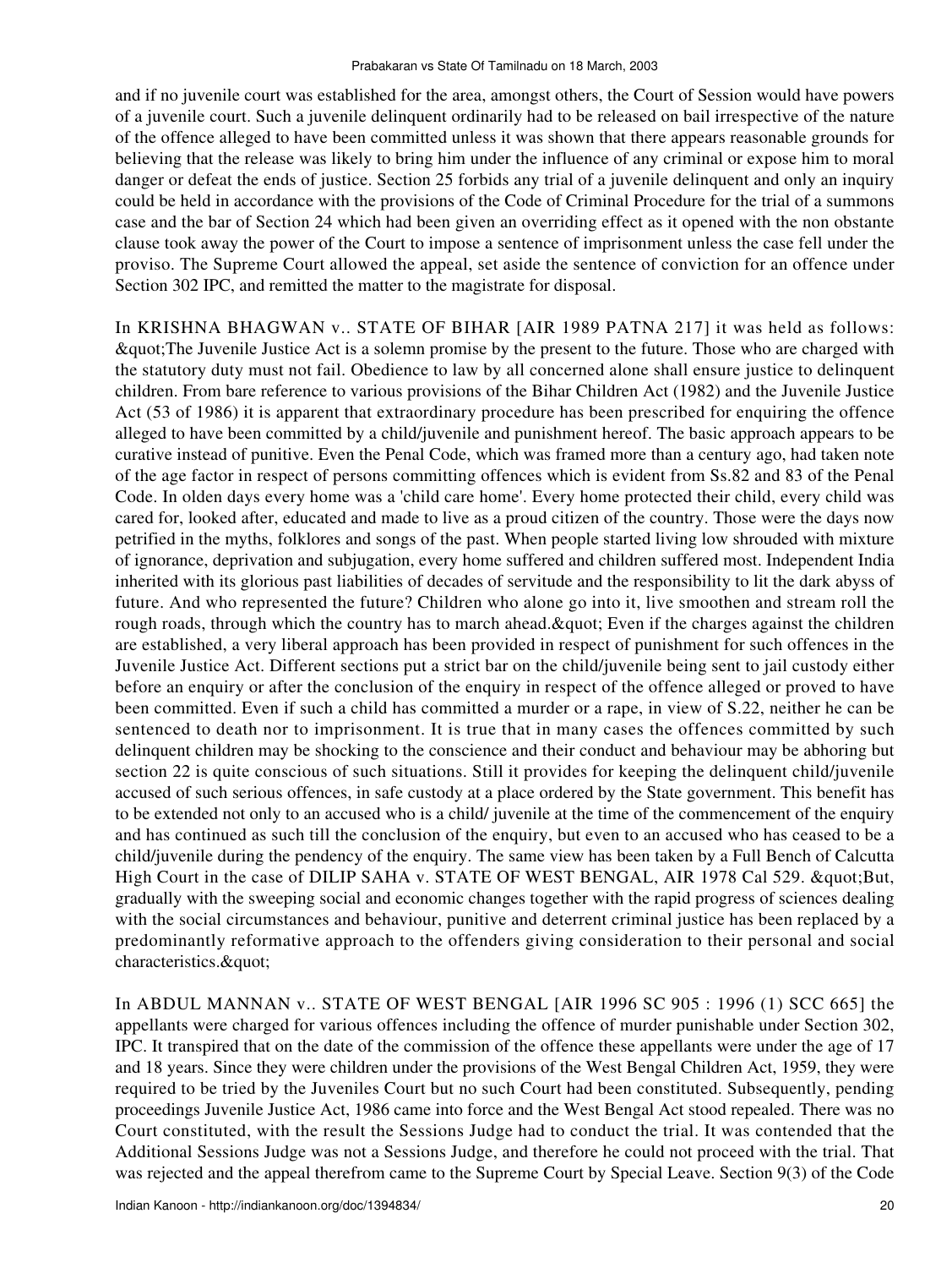and if no juvenile court was established for the area, amongst others, the Court of Session would have powers of a juvenile court. Such a juvenile delinquent ordinarily had to be released on bail irrespective of the nature of the offence alleged to have been committed unless it was shown that there appears reasonable grounds for believing that the release was likely to bring him under the influence of any criminal or expose him to moral danger or defeat the ends of justice. Section 25 forbids any trial of a juvenile delinquent and only an inquiry could be held in accordance with the provisions of the Code of Criminal Procedure for the trial of a summons case and the bar of Section 24 which had been given an overriding effect as it opened with the non obstante clause took away the power of the Court to impose a sentence of imprisonment unless the case fell under the proviso. The Supreme Court allowed the appeal, set aside the sentence of conviction for an offence under Section 302 IPC, and remitted the matter to the magistrate for disposal.

In KRISHNA BHAGWAN v.. STATE OF BIHAR [AIR 1989 PATNA 217] it was held as follows: &quot;The Juvenile Justice Act is a solemn promise by the present to the future. Those who are charged with the statutory duty must not fail. Obedience to law by all concerned alone shall ensure justice to delinquent children. From bare reference to various provisions of the Bihar Children Act (1982) and the Juvenile Justice Act (53 of 1986) it is apparent that extraordinary procedure has been prescribed for enquiring the offence alleged to have been committed by a child/juvenile and punishment hereof. The basic approach appears to be curative instead of punitive. Even the Penal Code, which was framed more than a century ago, had taken note of the age factor in respect of persons committing offences which is evident from Ss.82 and 83 of the Penal Code. In olden days every home was a 'child care home'. Every home protected their child, every child was cared for, looked after, educated and made to live as a proud citizen of the country. Those were the days now petrified in the myths, folklores and songs of the past. When people started living low shrouded with mixture of ignorance, deprivation and subjugation, every home suffered and children suffered most. Independent India inherited with its glorious past liabilities of decades of servitude and the responsibility to lit the dark abyss of future. And who represented the future? Children who alone go into it, live smoothen and stream roll the rough roads, through which the country has to march ahead.&quot; Even if the charges against the children are established, a very liberal approach has been provided in respect of punishment for such offences in the Juvenile Justice Act. Different sections put a strict bar on the child/juvenile being sent to jail custody either before an enquiry or after the conclusion of the enquiry in respect of the offence alleged or proved to have been committed. Even if such a child has committed a murder or a rape, in view of S.22, neither he can be sentenced to death nor to imprisonment. It is true that in many cases the offences committed by such delinquent children may be shocking to the conscience and their conduct and behaviour may be abhoring but section 22 is quite conscious of such situations. Still it provides for keeping the delinquent child/juvenile accused of such serious offences, in safe custody at a place ordered by the State government. This benefit has to be extended not only to an accused who is a child/ juvenile at the time of the commencement of the enquiry and has continued as such till the conclusion of the enquiry, but even to an accused who has ceased to be a child/juvenile during the pendency of the enquiry. The same view has been taken by a Full Bench of Calcutta High Court in the case of DILIP SAHA v. STATE OF WEST BENGAL, AIR 1978 Cal 529. &quot;But, gradually with the sweeping social and economic changes together with the rapid progress of sciences dealing with the social circumstances and behaviour, punitive and deterrent criminal justice has been replaced by a predominantly reformative approach to the offenders giving consideration to their personal and social characteristics.&quot;

In ABDUL MANNAN v.. STATE OF WEST BENGAL [AIR 1996 SC 905 : 1996 (1) SCC 665] the appellants were charged for various offences including the offence of murder punishable under Section 302, IPC. It transpired that on the date of the commission of the offence these appellants were under the age of 17 and 18 years. Since they were children under the provisions of the West Bengal Children Act, 1959, they were required to be tried by the Juveniles Court but no such Court had been constituted. Subsequently, pending proceedings Juvenile Justice Act, 1986 came into force and the West Bengal Act stood repealed. There was no Court constituted, with the result the Sessions Judge had to conduct the trial. It was contended that the Additional Sessions Judge was not a Sessions Judge, and therefore he could not proceed with the trial. That was rejected and the appeal therefrom came to the Supreme Court by Special Leave. Section 9(3) of the Code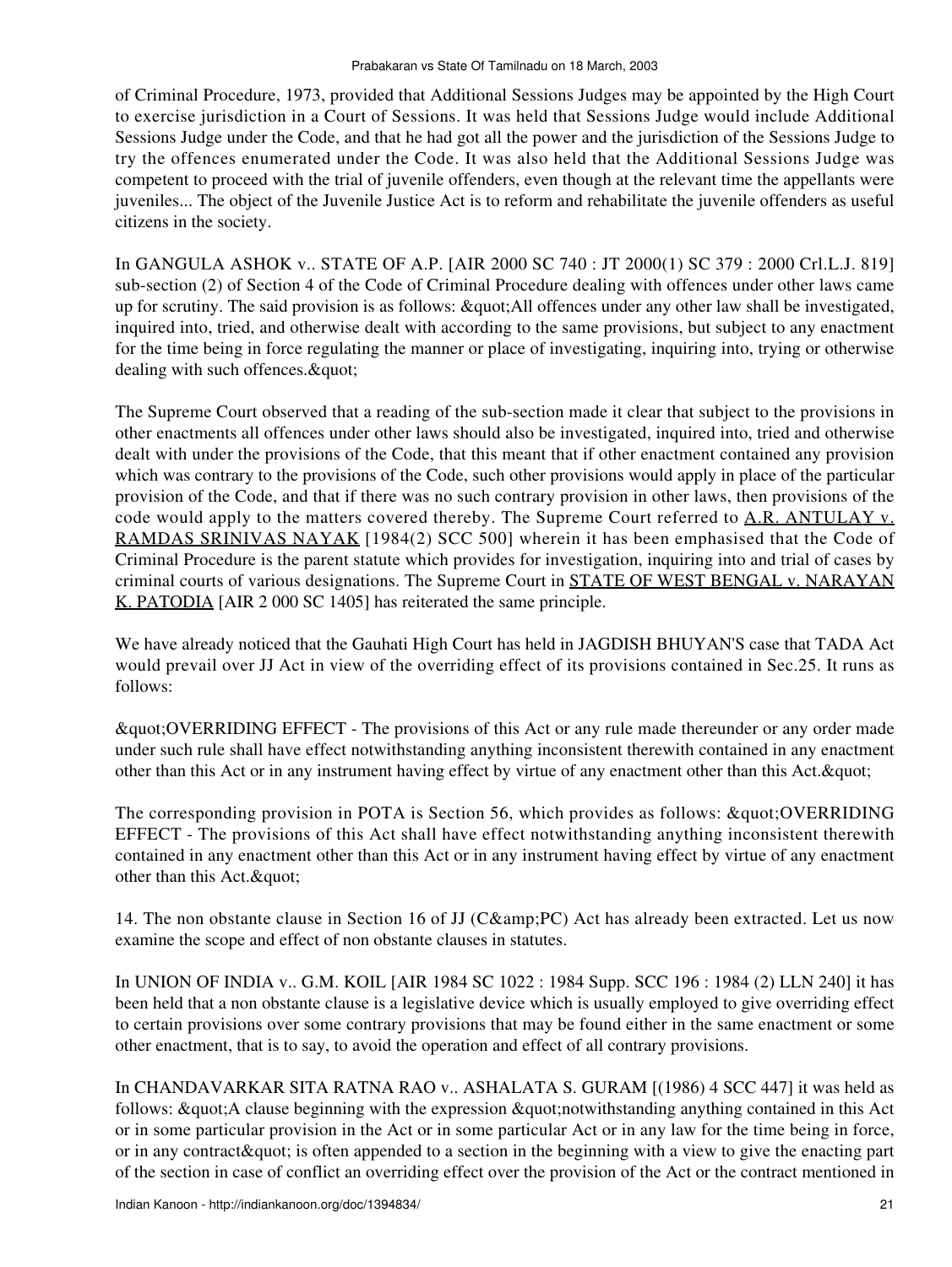of Criminal Procedure, 1973, provided that Additional Sessions Judges may be appointed by the High Court to exercise jurisdiction in a Court of Sessions. It was held that Sessions Judge would include Additional Sessions Judge under the Code, and that he had got all the power and the jurisdiction of the Sessions Judge to try the offences enumerated under the Code. It was also held that the Additional Sessions Judge was competent to proceed with the trial of juvenile offenders, even though at the relevant time the appellants were juveniles... The object of the Juvenile Justice Act is to reform and rehabilitate the juvenile offenders as useful citizens in the society.

In GANGULA ASHOK v.. STATE OF A.P. [AIR 2000 SC 740 : JT 2000(1) SC 379 : 2000 Crl.L.J. 819] sub-section (2) of Section 4 of the Code of Criminal Procedure dealing with offences under other laws came up for scrutiny. The said provision is as follows: &quot;All offences under any other law shall be investigated, inquired into, tried, and otherwise dealt with according to the same provisions, but subject to any enactment for the time being in force regulating the manner or place of investigating, inquiring into, trying or otherwise dealing with such offences.&quot;

The Supreme Court observed that a reading of the sub-section made it clear that subject to the provisions in other enactments all offences under other laws should also be investigated, inquired into, tried and otherwise dealt with under the provisions of the Code, that this meant that if other enactment contained any provision which was contrary to the provisions of the Code, such other provisions would apply in place of the particular provision of the Code, and that if there was no such contrary provision in other laws, then provisions of the code would apply to the matters covered thereby. The Supreme Court referred to A.R. ANTULAY v. RAMDAS SRINIVAS NAYAK [1984(2) SCC 500] wherein it has been emphasised that the Code of Criminal Procedure is the parent statute which provides for investigation, inquiring into and trial of cases by criminal courts of various designations. The Supreme Court in STATE OF WEST BENGAL v. NARAYAN K. PATODIA [AIR 2 000 SC 1405] has reiterated the same principle.

We have already noticed that the Gauhati High Court has held in JAGDISH BHUYAN'S case that TADA Act would prevail over JJ Act in view of the overriding effect of its provisions contained in Sec.25. It runs as follows:

&quot;OVERRIDING EFFECT - The provisions of this Act or any rule made thereunder or any order made under such rule shall have effect notwithstanding anything inconsistent therewith contained in any enactment other than this Act or in any instrument having effect by virtue of any enactment other than this Act.&quot;

The corresponding provision in POTA is Section 56, which provides as follows: &quot;OVERRIDING EFFECT - The provisions of this Act shall have effect notwithstanding anything inconsistent therewith contained in any enactment other than this Act or in any instrument having effect by virtue of any enactment other than this Act.&quot;

14. The non obstante clause in Section 16 of JJ (C&amp;PC) Act has already been extracted. Let us now examine the scope and effect of non obstante clauses in statutes.

In UNION OF INDIA v.. G.M. KOIL [AIR 1984 SC 1022 : 1984 Supp. SCC 196 : 1984 (2) LLN 240] it has been held that a non obstante clause is a legislative device which is usually employed to give overriding effect to certain provisions over some contrary provisions that may be found either in the same enactment or some other enactment, that is to say, to avoid the operation and effect of all contrary provisions.

In CHANDAVARKAR SITA RATNA RAO v.. ASHALATA S. GURAM [(1986) 4 SCC 447] it was held as follows: &quot;A clause beginning with the expression &quot;notwithstanding anything contained in this Act or in some particular provision in the Act or in some particular Act or in any law for the time being in force, or in any contract&quot; is often appended to a section in the beginning with a view to give the enacting part of the section in case of conflict an overriding effect over the provision of the Act or the contract mentioned in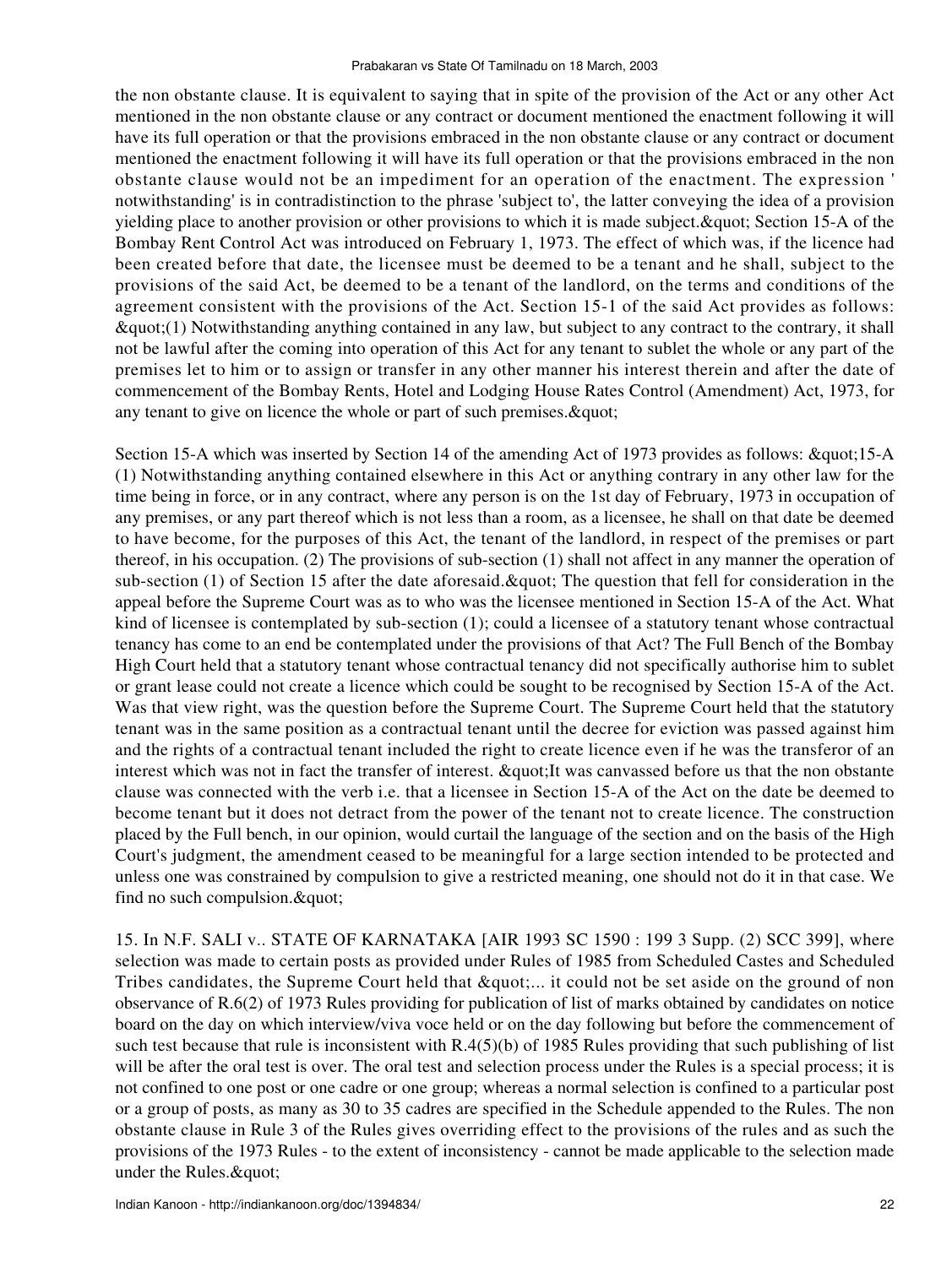the non obstante clause. It is equivalent to saying that in spite of the provision of the Act or any other Act mentioned in the non obstante clause or any contract or document mentioned the enactment following it will have its full operation or that the provisions embraced in the non obstante clause or any contract or document mentioned the enactment following it will have its full operation or that the provisions embraced in the non obstante clause would not be an impediment for an operation of the enactment. The expression ' notwithstanding' is in contradistinction to the phrase 'subject to', the latter conveying the idea of a provision yielding place to another provision or other provisions to which it is made subject.&quot; Section 15-A of the Bombay Rent Control Act was introduced on February 1, 1973. The effect of which was, if the licence had been created before that date, the licensee must be deemed to be a tenant and he shall, subject to the provisions of the said Act, be deemed to be a tenant of the landlord, on the terms and conditions of the agreement consistent with the provisions of the Act. Section 15-1 of the said Act provides as follows: &quot;(1) Notwithstanding anything contained in any law, but subject to any contract to the contrary, it shall not be lawful after the coming into operation of this Act for any tenant to sublet the whole or any part of the premises let to him or to assign or transfer in any other manner his interest therein and after the date of commencement of the Bombay Rents, Hotel and Lodging House Rates Control (Amendment) Act, 1973, for any tenant to give on licence the whole or part of such premises.&quot;

Section 15-A which was inserted by Section 14 of the amending Act of 1973 provides as follows: &quot;15-A (1) Notwithstanding anything contained elsewhere in this Act or anything contrary in any other law for the time being in force, or in any contract, where any person is on the 1st day of February, 1973 in occupation of any premises, or any part thereof which is not less than a room, as a licensee, he shall on that date be deemed to have become, for the purposes of this Act, the tenant of the landlord, in respect of the premises or part thereof, in his occupation. (2) The provisions of sub-section (1) shall not affect in any manner the operation of sub-section (1) of Section 15 after the date aforesaid.&quot; The question that fell for consideration in the appeal before the Supreme Court was as to who was the licensee mentioned in Section 15-A of the Act. What kind of licensee is contemplated by sub-section (1); could a licensee of a statutory tenant whose contractual tenancy has come to an end be contemplated under the provisions of that Act? The Full Bench of the Bombay High Court held that a statutory tenant whose contractual tenancy did not specifically authorise him to sublet or grant lease could not create a licence which could be sought to be recognised by Section 15-A of the Act. Was that view right, was the question before the Supreme Court. The Supreme Court held that the statutory tenant was in the same position as a contractual tenant until the decree for eviction was passed against him and the rights of a contractual tenant included the right to create licence even if he was the transferor of an interest which was not in fact the transfer of interest. &quot;It was canvassed before us that the non obstante clause was connected with the verb i.e. that a licensee in Section 15-A of the Act on the date be deemed to become tenant but it does not detract from the power of the tenant not to create licence. The construction placed by the Full bench, in our opinion, would curtail the language of the section and on the basis of the High Court's judgment, the amendment ceased to be meaningful for a large section intended to be protected and unless one was constrained by compulsion to give a restricted meaning, one should not do it in that case. We find no such compulsion.&quot;

15. In N.F. SALI v.. STATE OF KARNATAKA [AIR 1993 SC 1590 : 199 3 Supp. (2) SCC 399], where selection was made to certain posts as provided under Rules of 1985 from Scheduled Castes and Scheduled Tribes candidates, the Supreme Court held that &quot;... it could not be set aside on the ground of non observance of R.6(2) of 1973 Rules providing for publication of list of marks obtained by candidates on notice board on the day on which interview/viva voce held or on the day following but before the commencement of such test because that rule is inconsistent with R.4(5)(b) of 1985 Rules providing that such publishing of list will be after the oral test is over. The oral test and selection process under the Rules is a special process; it is not confined to one post or one cadre or one group; whereas a normal selection is confined to a particular post or a group of posts, as many as 30 to 35 cadres are specified in the Schedule appended to the Rules. The non obstante clause in Rule 3 of the Rules gives overriding effect to the provisions of the rules and as such the provisions of the 1973 Rules - to the extent of inconsistency - cannot be made applicable to the selection made under the Rules.&quot;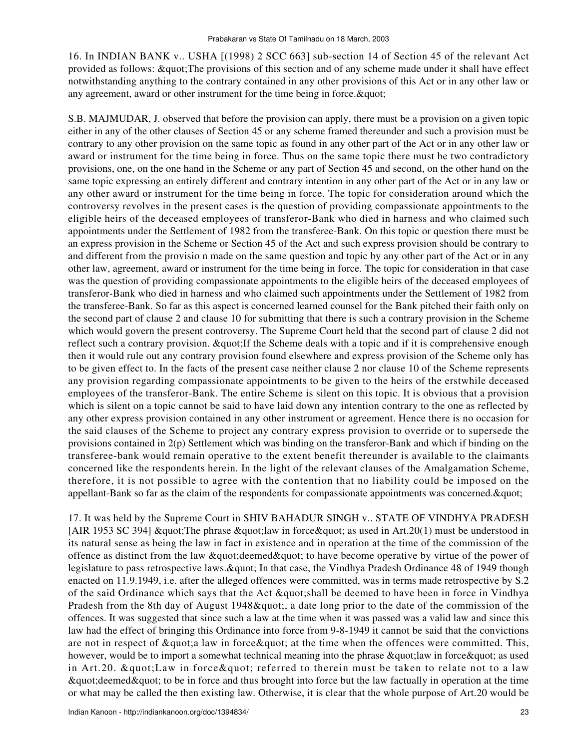16. In INDIAN BANK v.. USHA [(1998) 2 SCC 663] sub-section 14 of Section 45 of the relevant Act provided as follows: &quot;The provisions of this section and of any scheme made under it shall have effect notwithstanding anything to the contrary contained in any other provisions of this Act or in any other law or any agreement, award or other instrument for the time being in force.&quot;

S.B. MAJMUDAR, J. observed that before the provision can apply, there must be a provision on a given topic either in any of the other clauses of Section 45 or any scheme framed thereunder and such a provision must be contrary to any other provision on the same topic as found in any other part of the Act or in any other law or award or instrument for the time being in force. Thus on the same topic there must be two contradictory provisions, one, on the one hand in the Scheme or any part of Section 45 and second, on the other hand on the same topic expressing an entirely different and contrary intention in any other part of the Act or in any law or any other award or instrument for the time being in force. The topic for consideration around which the controversy revolves in the present cases is the question of providing compassionate appointments to the eligible heirs of the deceased employees of transferor-Bank who died in harness and who claimed such appointments under the Settlement of 1982 from the transferee-Bank. On this topic or question there must be an express provision in the Scheme or Section 45 of the Act and such express provision should be contrary to and different from the provisio n made on the same question and topic by any other part of the Act or in any other law, agreement, award or instrument for the time being in force. The topic for consideration in that case was the question of providing compassionate appointments to the eligible heirs of the deceased employees of transferor-Bank who died in harness and who claimed such appointments under the Settlement of 1982 from the transferee-Bank. So far as this aspect is concerned learned counsel for the Bank pitched their faith only on the second part of clause 2 and clause 10 for submitting that there is such a contrary provision in the Scheme which would govern the present controversy. The Supreme Court held that the second part of clause 2 did not reflect such a contrary provision. &quot;If the Scheme deals with a topic and if it is comprehensive enough then it would rule out any contrary provision found elsewhere and express provision of the Scheme only has to be given effect to. In the facts of the present case neither clause 2 nor clause 10 of the Scheme represents any provision regarding compassionate appointments to be given to the heirs of the erstwhile deceased employees of the transferor-Bank. The entire Scheme is silent on this topic. It is obvious that a provision which is silent on a topic cannot be said to have laid down any intention contrary to the one as reflected by any other express provision contained in any other instrument or agreement. Hence there is no occasion for the said clauses of the Scheme to project any contrary express provision to override or to supersede the provisions contained in 2(p) Settlement which was binding on the transferor-Bank and which if binding on the transferee-bank would remain operative to the extent benefit thereunder is available to the claimants concerned like the respondents herein. In the light of the relevant clauses of the Amalgamation Scheme, therefore, it is not possible to agree with the contention that no liability could be imposed on the appellant-Bank so far as the claim of the respondents for compassionate appointments was concerned.&quot;

17. It was held by the Supreme Court in SHIV BAHADUR SINGH v.. STATE OF VINDHYA PRADESH [AIR 1953 SC 394] &quot;The phrase &quot;law in force&quot; as used in Art.20(1) must be understood in its natural sense as being the law in fact in existence and in operation at the time of the commission of the offence as distinct from the law &quot;deemed&quot; to have become operative by virtue of the power of legislature to pass retrospective laws.&quot; In that case, the Vindhya Pradesh Ordinance 48 of 1949 though enacted on 11.9.1949, i.e. after the alleged offences were committed, was in terms made retrospective by S.2 of the said Ordinance which says that the Act &quot;shall be deemed to have been in force in Vindhya Pradesh from the 8th day of August 1948&quot;, a date long prior to the date of the commission of the offences. It was suggested that since such a law at the time when it was passed was a valid law and since this law had the effect of bringing this Ordinance into force from 9-8-1949 it cannot be said that the convictions are not in respect of &quot;a law in force&quot; at the time when the offences were committed. This, however, would be to import a somewhat technical meaning into the phrase &quot;law in force&quot; as used in Art.20. &quot;Law in force&quot; referred to therein must be taken to relate not to a law &quot;deemed&quot; to be in force and thus brought into force but the law factually in operation at the time or what may be called the then existing law. Otherwise, it is clear that the whole purpose of Art.20 would be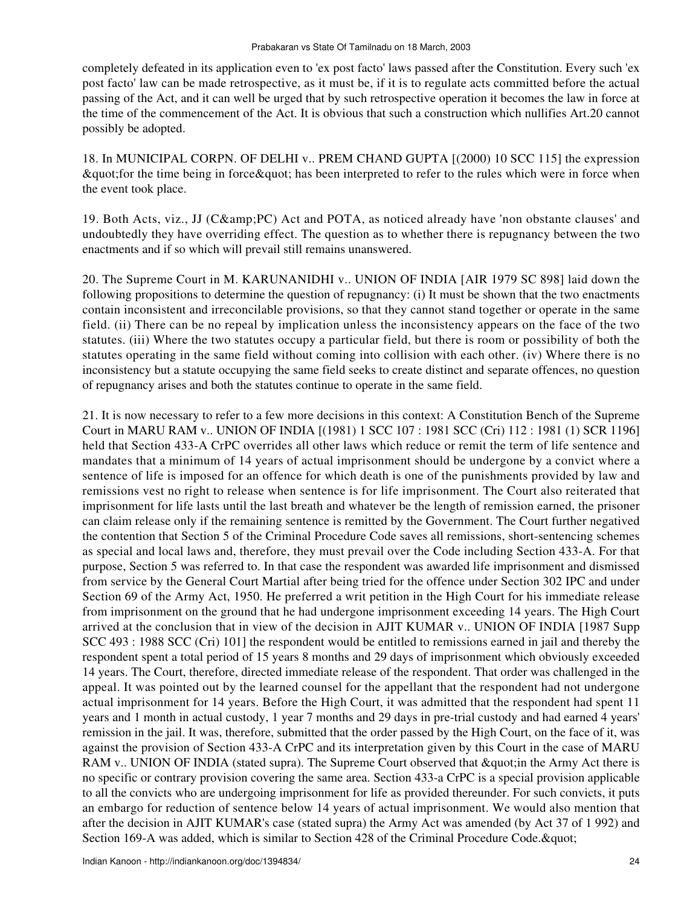completely defeated in its application even to 'ex post facto' laws passed after the Constitution. Every such 'ex post facto' law can be made retrospective, as it must be, if it is to regulate acts committed before the actual passing of the Act, and it can well be urged that by such retrospective operation it becomes the law in force at the time of the commencement of the Act. It is obvious that such a construction which nullifies Art.20 cannot possibly be adopted.

18. In MUNICIPAL CORPN. OF DELHI v.. PREM CHAND GUPTA [(2000) 10 SCC 115] the expression &quot;for the time being in force&quot; has been interpreted to refer to the rules which were in force when the event took place.

19. Both Acts, viz., JJ (C&amp;PC) Act and POTA, as noticed already have 'non obstante clauses' and undoubtedly they have overriding effect. The question as to whether there is repugnancy between the two enactments and if so which will prevail still remains unanswered.

20. The Supreme Court in M. KARUNANIDHI v.. UNION OF INDIA [AIR 1979 SC 898] laid down the following propositions to determine the question of repugnancy: (i) It must be shown that the two enactments contain inconsistent and irreconcilable provisions, so that they cannot stand together or operate in the same field. (ii) There can be no repeal by implication unless the inconsistency appears on the face of the two statutes. (iii) Where the two statutes occupy a particular field, but there is room or possibility of both the statutes operating in the same field without coming into collision with each other. (iv) Where there is no inconsistency but a statute occupying the same field seeks to create distinct and separate offences, no question of repugnancy arises and both the statutes continue to operate in the same field.

21. It is now necessary to refer to a few more decisions in this context: A Constitution Bench of the Supreme Court in MARU RAM v.. UNION OF INDIA [(1981) 1 SCC 107 : 1981 SCC (Cri) 112 : 1981 (1) SCR 1196] held that Section 433-A CrPC overrides all other laws which reduce or remit the term of life sentence and mandates that a minimum of 14 years of actual imprisonment should be undergone by a convict where a sentence of life is imposed for an offence for which death is one of the punishments provided by law and remissions vest no right to release when sentence is for life imprisonment. The Court also reiterated that imprisonment for life lasts until the last breath and whatever be the length of remission earned, the prisoner can claim release only if the remaining sentence is remitted by the Government. The Court further negatived the contention that Section 5 of the Criminal Procedure Code saves all remissions, short-sentencing schemes as special and local laws and, therefore, they must prevail over the Code including Section 433-A. For that purpose, Section 5 was referred to. In that case the respondent was awarded life imprisonment and dismissed from service by the General Court Martial after being tried for the offence under Section 302 IPC and under Section 69 of the Army Act, 1950. He preferred a writ petition in the High Court for his immediate release from imprisonment on the ground that he had undergone imprisonment exceeding 14 years. The High Court arrived at the conclusion that in view of the decision in AJIT KUMAR v.. UNION OF INDIA [1987 Supp SCC 493 : 1988 SCC (Cri) 101] the respondent would be entitled to remissions earned in jail and thereby the respondent spent a total period of 15 years 8 months and 29 days of imprisonment which obviously exceeded 14 years. The Court, therefore, directed immediate release of the respondent. That order was challenged in the appeal. It was pointed out by the learned counsel for the appellant that the respondent had not undergone actual imprisonment for 14 years. Before the High Court, it was admitted that the respondent had spent 11 years and 1 month in actual custody, 1 year 7 months and 29 days in pre-trial custody and had earned 4 years' remission in the jail. It was, therefore, submitted that the order passed by the High Court, on the face of it, was against the provision of Section 433-A CrPC and its interpretation given by this Court in the case of MARU RAM v.. UNION OF INDIA (stated supra). The Supreme Court observed that &quot;in the Army Act there is no specific or contrary provision covering the same area. Section 433-a CrPC is a special provision applicable to all the convicts who are undergoing imprisonment for life as provided thereunder. For such convicts, it puts an embargo for reduction of sentence below 14 years of actual imprisonment. We would also mention that after the decision in AJIT KUMAR's case (stated supra) the Army Act was amended (by Act 37 of 1 992) and Section 169-A was added, which is similar to Section 428 of the Criminal Procedure Code.&quot;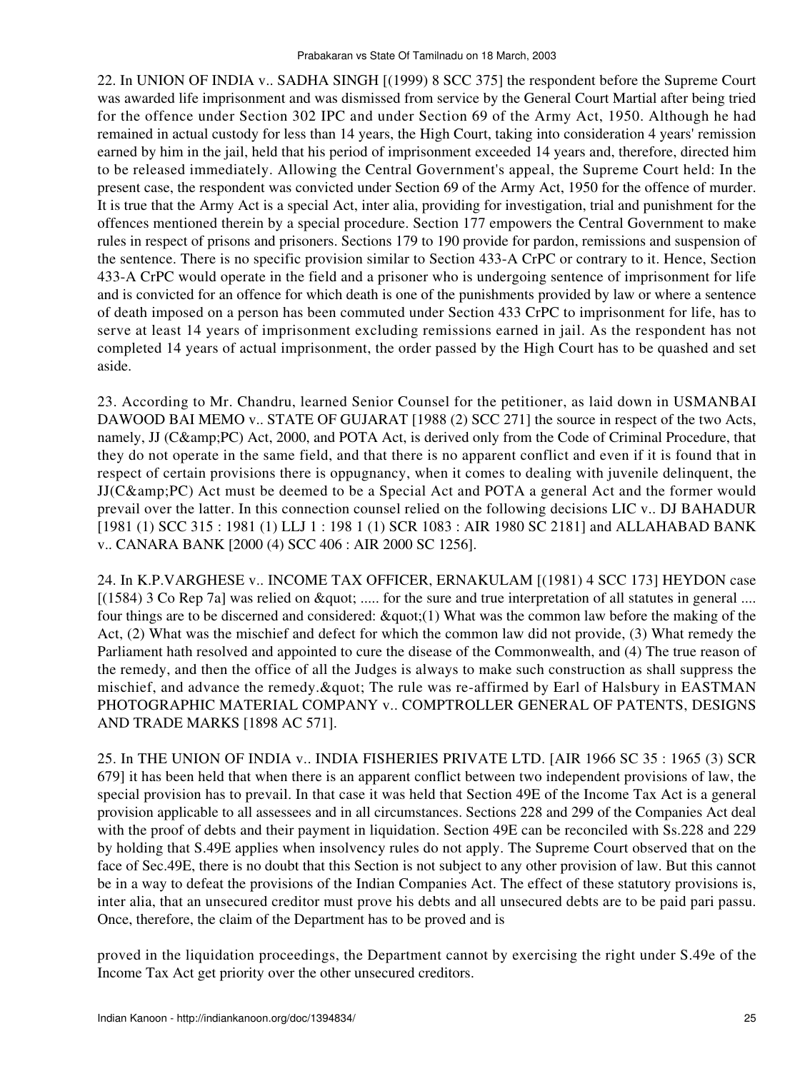22. In UNION OF INDIA v.. SADHA SINGH [(1999) 8 SCC 375] the respondent before the Supreme Court was awarded life imprisonment and was dismissed from service by the General Court Martial after being tried for the offence under Section 302 IPC and under Section 69 of the Army Act, 1950. Although he had remained in actual custody for less than 14 years, the High Court, taking into consideration 4 years' remission earned by him in the jail, held that his period of imprisonment exceeded 14 years and, therefore, directed him to be released immediately. Allowing the Central Government's appeal, the Supreme Court held: In the present case, the respondent was convicted under Section 69 of the Army Act, 1950 for the offence of murder. It is true that the Army Act is a special Act, inter alia, providing for investigation, trial and punishment for the offences mentioned therein by a special procedure. Section 177 empowers the Central Government to make rules in respect of prisons and prisoners. Sections 179 to 190 provide for pardon, remissions and suspension of the sentence. There is no specific provision similar to Section 433-A CrPC or contrary to it. Hence, Section 433-A CrPC would operate in the field and a prisoner who is undergoing sentence of imprisonment for life and is convicted for an offence for which death is one of the punishments provided by law or where a sentence of death imposed on a person has been commuted under Section 433 CrPC to imprisonment for life, has to serve at least 14 years of imprisonment excluding remissions earned in jail. As the respondent has not completed 14 years of actual imprisonment, the order passed by the High Court has to be quashed and set aside.

23. According to Mr. Chandru, learned Senior Counsel for the petitioner, as laid down in USMANBAI DAWOOD BAI MEMO v.. STATE OF GUJARAT [1988 (2) SCC 271] the source in respect of the two Acts, namely, JJ (C&amp;PC) Act, 2000, and POTA Act, is derived only from the Code of Criminal Procedure, that they do not operate in the same field, and that there is no apparent conflict and even if it is found that in respect of certain provisions there is oppugnancy, when it comes to dealing with juvenile delinquent, the JJ(C&amp;PC) Act must be deemed to be a Special Act and POTA a general Act and the former would prevail over the latter. In this connection counsel relied on the following decisions LIC v.. DJ BAHADUR [1981 (1) SCC 315 : 1981 (1) LLJ 1 : 198 1 (1) SCR 1083 : AIR 1980 SC 2181] and ALLAHABAD BANK v.. CANARA BANK [2000 (4) SCC 406 : AIR 2000 SC 1256].

24. In K.P.VARGHESE v.. INCOME TAX OFFICER, ERNAKULAM [(1981) 4 SCC 173] HEYDON case [(1584) 3 Co Rep 7a] was relied on &quot; ..... for the sure and true interpretation of all statutes in general .... four things are to be discerned and considered: &quot;(1) What was the common law before the making of the Act, (2) What was the mischief and defect for which the common law did not provide, (3) What remedy the Parliament hath resolved and appointed to cure the disease of the Commonwealth, and (4) The true reason of the remedy, and then the office of all the Judges is always to make such construction as shall suppress the mischief, and advance the remedy.&quot; The rule was re-affirmed by Earl of Halsbury in EASTMAN PHOTOGRAPHIC MATERIAL COMPANY v.. COMPTROLLER GENERAL OF PATENTS, DESIGNS AND TRADE MARKS [1898 AC 571].

25. In THE UNION OF INDIA v.. INDIA FISHERIES PRIVATE LTD. [AIR 1966 SC 35 : 1965 (3) SCR 679] it has been held that when there is an apparent conflict between two independent provisions of law, the special provision has to prevail. In that case it was held that Section 49E of the Income Tax Act is a general provision applicable to all assessees and in all circumstances. Sections 228 and 299 of the Companies Act deal with the proof of debts and their payment in liquidation. Section 49E can be reconciled with Ss.228 and 229 by holding that S.49E applies when insolvency rules do not apply. The Supreme Court observed that on the face of Sec.49E, there is no doubt that this Section is not subject to any other provision of law. But this cannot be in a way to defeat the provisions of the Indian Companies Act. The effect of these statutory provisions is, inter alia, that an unsecured creditor must prove his debts and all unsecured debts are to be paid pari passu. Once, therefore, the claim of the Department has to be proved and is

proved in the liquidation proceedings, the Department cannot by exercising the right under S.49e of the Income Tax Act get priority over the other unsecured creditors.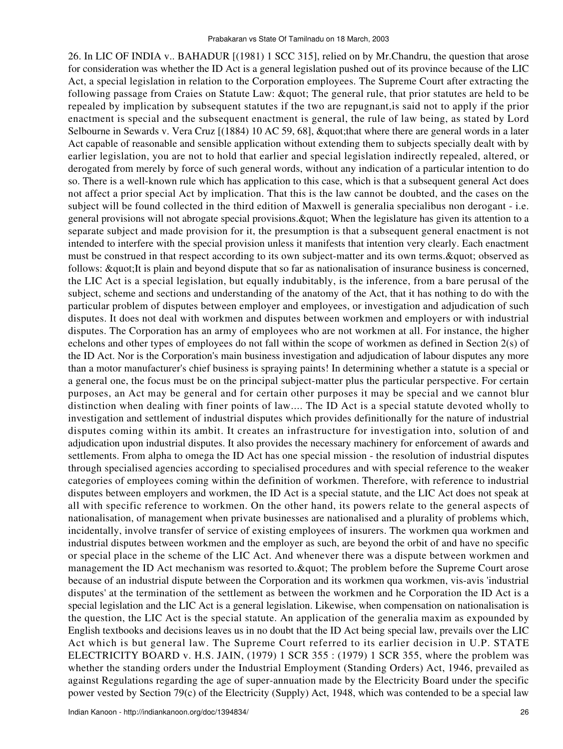26. In LIC OF INDIA v.. BAHADUR [(1981) 1 SCC 315], relied on by Mr.Chandru, the question that arose for consideration was whether the ID Act is a general legislation pushed out of its province because of the LIC Act, a special legislation in relation to the Corporation employees. The Supreme Court after extracting the following passage from Craies on Statute Law: &quot; The general rule, that prior statutes are held to be repealed by implication by subsequent statutes if the two are repugnant,is said not to apply if the prior enactment is special and the subsequent enactment is general, the rule of law being, as stated by Lord Selbourne in Sewards v. Vera Cruz [(1884) 10 AC 59, 68], &quot;that where there are general words in a later Act capable of reasonable and sensible application without extending them to subjects specially dealt with by earlier legislation, you are not to hold that earlier and special legislation indirectly repealed, altered, or derogated from merely by force of such general words, without any indication of a particular intention to do so. There is a well-known rule which has application to this case, which is that a subsequent general Act does not affect a prior special Act by implication. That this is the law cannot be doubted, and the cases on the subject will be found collected in the third edition of Maxwell is generalia specialibus non derogant - i.e. general provisions will not abrogate special provisions.&quot; When the legislature has given its attention to a separate subject and made provision for it, the presumption is that a subsequent general enactment is not intended to interfere with the special provision unless it manifests that intention very clearly. Each enactment must be construed in that respect according to its own subject-matter and its own terms.&quot; observed as follows: &quot;It is plain and beyond dispute that so far as nationalisation of insurance business is concerned, the LIC Act is a special legislation, but equally indubitably, is the inference, from a bare perusal of the subject, scheme and sections and understanding of the anatomy of the Act, that it has nothing to do with the particular problem of disputes between employer and employees, or investigation and adjudication of such disputes. It does not deal with workmen and disputes between workmen and employers or with industrial disputes. The Corporation has an army of employees who are not workmen at all. For instance, the higher echelons and other types of employees do not fall within the scope of workmen as defined in Section 2(s) of the ID Act. Nor is the Corporation's main business investigation and adjudication of labour disputes any more than a motor manufacturer's chief business is spraying paints! In determining whether a statute is a special or a general one, the focus must be on the principal subject-matter plus the particular perspective. For certain purposes, an Act may be general and for certain other purposes it may be special and we cannot blur distinction when dealing with finer points of law.... The ID Act is a special statute devoted wholly to investigation and settlement of industrial disputes which provides definitionally for the nature of industrial disputes coming within its ambit. It creates an infrastructure for investigation into, solution of and adjudication upon industrial disputes. It also provides the necessary machinery for enforcement of awards and settlements. From alpha to omega the ID Act has one special mission - the resolution of industrial disputes through specialised agencies according to specialised procedures and with special reference to the weaker categories of employees coming within the definition of workmen. Therefore, with reference to industrial disputes between employers and workmen, the ID Act is a special statute, and the LIC Act does not speak at all with specific reference to workmen. On the other hand, its powers relate to the general aspects of nationalisation, of management when private businesses are nationalised and a plurality of problems which, incidentally, involve transfer of service of existing employees of insurers. The workmen qua workmen and industrial disputes between workmen and the employer as such, are beyond the orbit of and have no specific or special place in the scheme of the LIC Act. And whenever there was a dispute between workmen and management the ID Act mechanism was resorted to.&quot; The problem before the Supreme Court arose because of an industrial dispute between the Corporation and its workmen qua workmen, vis-avis 'industrial disputes' at the termination of the settlement as between the workmen and he Corporation the ID Act is a special legislation and the LIC Act is a general legislation. Likewise, when compensation on nationalisation is the question, the LIC Act is the special statute. An application of the generalia maxim as expounded by English textbooks and decisions leaves us in no doubt that the ID Act being special law, prevails over the LIC Act which is but general law. The Supreme Court referred to its earlier decision in U.P. STATE ELECTRICITY BOARD v. H.S. JAIN, (1979) 1 SCR 355 : (1979) 1 SCR 355, where the problem was whether the standing orders under the Industrial Employment (Standing Orders) Act, 1946, prevailed as against Regulations regarding the age of super-annuation made by the Electricity Board under the specific power vested by Section 79(c) of the Electricity (Supply) Act, 1948, which was contended to be a special law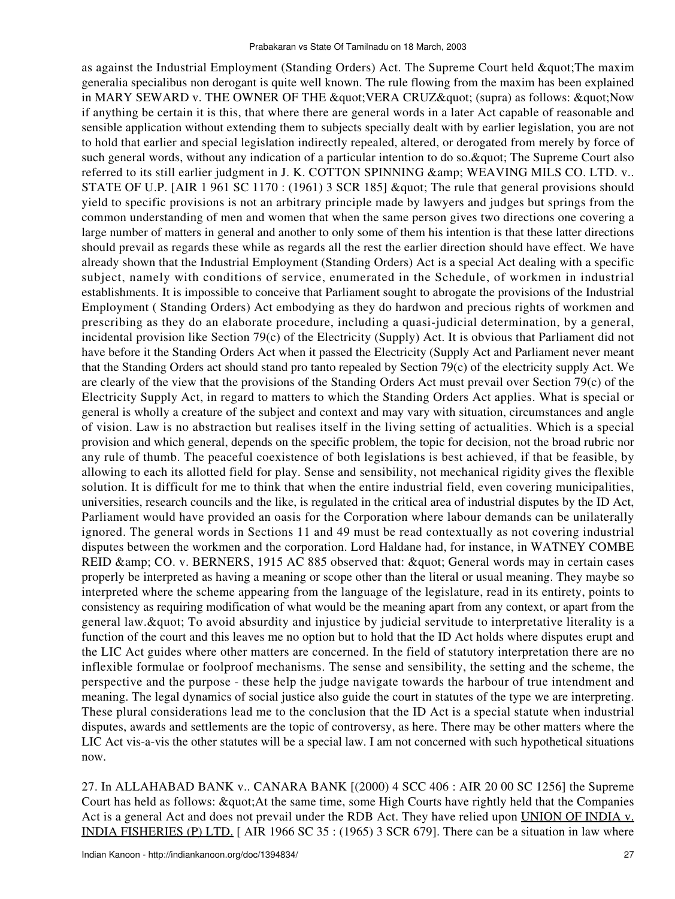as against the Industrial Employment (Standing Orders) Act. The Supreme Court held &quot;The maxim generalia specialibus non derogant is quite well known. The rule flowing from the maxim has been explained in MARY SEWARD v. THE OWNER OF THE &quot;VERA CRUZ&quot; (supra) as follows: &quot;Now if anything be certain it is this, that where there are general words in a later Act capable of reasonable and sensible application without extending them to subjects specially dealt with by earlier legislation, you are not to hold that earlier and special legislation indirectly repealed, altered, or derogated from merely by force of such general words, without any indication of a particular intention to do so.&quot; The Supreme Court also referred to its still earlier judgment in J. K. COTTON SPINNING &amp; WEAVING MILS CO. LTD. v.. STATE OF U.P. [AIR 1 961 SC 1170 : (1961) 3 SCR 185] &quot; The rule that general provisions should yield to specific provisions is not an arbitrary principle made by lawyers and judges but springs from the common understanding of men and women that when the same person gives two directions one covering a large number of matters in general and another to only some of them his intention is that these latter directions should prevail as regards these while as regards all the rest the earlier direction should have effect. We have already shown that the Industrial Employment (Standing Orders) Act is a special Act dealing with a specific subject, namely with conditions of service, enumerated in the Schedule, of workmen in industrial establishments. It is impossible to conceive that Parliament sought to abrogate the provisions of the Industrial Employment ( Standing Orders) Act embodying as they do hardwon and precious rights of workmen and prescribing as they do an elaborate procedure, including a quasi-judicial determination, by a general, incidental provision like Section 79(c) of the Electricity (Supply) Act. It is obvious that Parliament did not have before it the Standing Orders Act when it passed the Electricity (Supply Act and Parliament never meant that the Standing Orders act should stand pro tanto repealed by Section 79(c) of the electricity supply Act. We are clearly of the view that the provisions of the Standing Orders Act must prevail over Section 79(c) of the Electricity Supply Act, in regard to matters to which the Standing Orders Act applies. What is special or general is wholly a creature of the subject and context and may vary with situation, circumstances and angle of vision. Law is no abstraction but realises itself in the living setting of actualities. Which is a special provision and which general, depends on the specific problem, the topic for decision, not the broad rubric nor any rule of thumb. The peaceful coexistence of both legislations is best achieved, if that be feasible, by allowing to each its allotted field for play. Sense and sensibility, not mechanical rigidity gives the flexible solution. It is difficult for me to think that when the entire industrial field, even covering municipalities, universities, research councils and the like, is regulated in the critical area of industrial disputes by the ID Act, Parliament would have provided an oasis for the Corporation where labour demands can be unilaterally ignored. The general words in Sections 11 and 49 must be read contextually as not covering industrial disputes between the workmen and the corporation. Lord Haldane had, for instance, in WATNEY COMBE REID &amp; CO. v. BERNERS, 1915 AC 885 observed that: &quot; General words may in certain cases properly be interpreted as having a meaning or scope other than the literal or usual meaning. They maybe so interpreted where the scheme appearing from the language of the legislature, read in its entirety, points to consistency as requiring modification of what would be the meaning apart from any context, or apart from the general law.&quot; To avoid absurdity and injustice by judicial servitude to interpretative literality is a function of the court and this leaves me no option but to hold that the ID Act holds where disputes erupt and the LIC Act guides where other matters are concerned. In the field of statutory interpretation there are no inflexible formulae or foolproof mechanisms. The sense and sensibility, the setting and the scheme, the perspective and the purpose - these help the judge navigate towards the harbour of true intendment and meaning. The legal dynamics of social justice also guide the court in statutes of the type we are interpreting. These plural considerations lead me to the conclusion that the ID Act is a special statute when industrial disputes, awards and settlements are the topic of controversy, as here. There may be other matters where the LIC Act vis-a-vis the other statutes will be a special law. I am not concerned with such hypothetical situations now.

27. In ALLAHABAD BANK v.. CANARA BANK [(2000) 4 SCC 406 : AIR 20 00 SC 1256] the Supreme Court has held as follows: &quot;At the same time, some High Courts have rightly held that the Companies Act is a general Act and does not prevail under the RDB Act. They have relied upon UNION OF INDIA v. INDIA FISHERIES (P) LTD. [ AIR 1966 SC 35 : (1965) 3 SCR 679]. There can be a situation in law where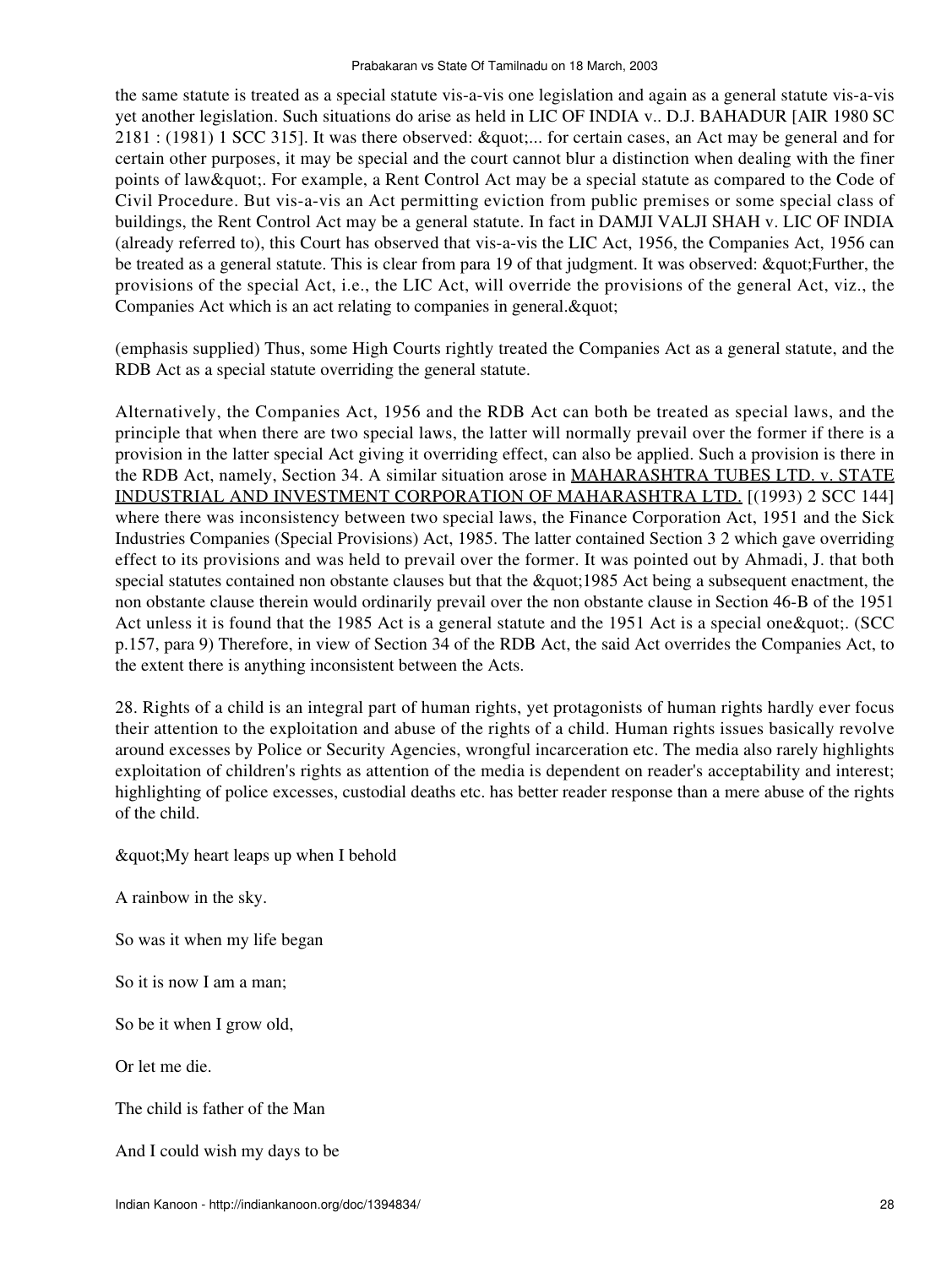the same statute is treated as a special statute vis-a-vis one legislation and again as a general statute vis-a-vis yet another legislation. Such situations do arise as held in LIC OF INDIA v.. D.J. BAHADUR [AIR 1980 SC 2181 : (1981) 1 SCC 315]. It was there observed: &quot;... for certain cases, an Act may be general and for certain other purposes, it may be special and the court cannot blur a distinction when dealing with the finer points of law&quot;. For example, a Rent Control Act may be a special statute as compared to the Code of Civil Procedure. But vis-a-vis an Act permitting eviction from public premises or some special class of buildings, the Rent Control Act may be a general statute. In fact in DAMJI VALJI SHAH v. LIC OF INDIA (already referred to), this Court has observed that vis-a-vis the LIC Act, 1956, the Companies Act, 1956 can be treated as a general statute. This is clear from para 19 of that judgment. It was observed: &quot;Further, the provisions of the special Act, i.e., the LIC Act, will override the provisions of the general Act, viz., the Companies Act which is an act relating to companies in general.&quot;

(emphasis supplied) Thus, some High Courts rightly treated the Companies Act as a general statute, and the RDB Act as a special statute overriding the general statute.

Alternatively, the Companies Act, 1956 and the RDB Act can both be treated as special laws, and the principle that when there are two special laws, the latter will normally prevail over the former if there is a provision in the latter special Act giving it overriding effect, can also be applied. Such a provision is there in the RDB Act, namely, Section 34. A similar situation arose in MAHARASHTRA TUBES LTD. v. STATE INDUSTRIAL AND INVESTMENT CORPORATION OF MAHARASHTRA LTD. [(1993) 2 SCC 144] where there was inconsistency between two special laws, the Finance Corporation Act, 1951 and the Sick Industries Companies (Special Provisions) Act, 1985. The latter contained Section 3 2 which gave overriding effect to its provisions and was held to prevail over the former. It was pointed out by Ahmadi, J. that both special statutes contained non obstante clauses but that the &quot;1985 Act being a subsequent enactment, the non obstante clause therein would ordinarily prevail over the non obstante clause in Section 46-B of the 1951 Act unless it is found that the 1985 Act is a general statute and the 1951 Act is a special one&quot;. (SCC p.157, para 9) Therefore, in view of Section 34 of the RDB Act, the said Act overrides the Companies Act, to the extent there is anything inconsistent between the Acts.

28. Rights of a child is an integral part of human rights, yet protagonists of human rights hardly ever focus their attention to the exploitation and abuse of the rights of a child. Human rights issues basically revolve around excesses by Police or Security Agencies, wrongful incarceration etc. The media also rarely highlights exploitation of children's rights as attention of the media is dependent on reader's acceptability and interest; highlighting of police excesses, custodial deaths etc. has better reader response than a mere abuse of the rights of the child.

&quot;My heart leaps up when I behold

A rainbow in the sky.

So was it when my life began

So it is now I am a man;

So be it when I grow old,

Or let me die.

The child is father of the Man

And I could wish my days to be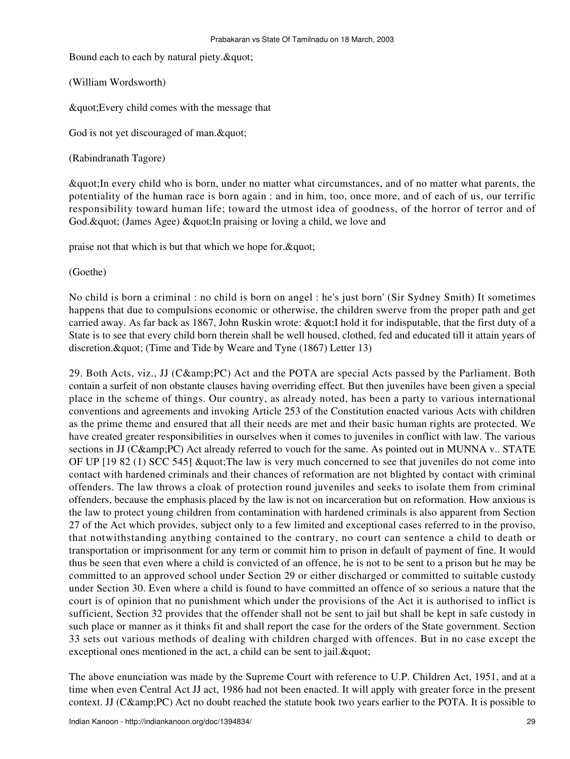Bound each to each by natural piety.&quot;

(William Wordsworth)

&quot;Every child comes with the message that

God is not yet discouraged of man.&quot;

(Rabindranath Tagore)

&quot;In every child who is born, under no matter what circumstances, and of no matter what parents, the potentiality of the human race is born again : and in him, too, once more, and of each of us, our terrific responsibility toward human life; toward the utmost idea of goodness, of the horror of terror and of God.&quot; (James Agee) &quot;In praising or loving a child, we love and

praise not that which is but that which we hope for.&quot;

(Goethe)

No child is born a criminal : no child is born on angel : he's just born' (Sir Sydney Smith) It sometimes happens that due to compulsions economic or otherwise, the children swerve from the proper path and get carried away. As far back as 1867, John Ruskin wrote: &quot;I hold it for indisputable, that the first duty of a State is to see that every child born therein shall be well housed, clothed, fed and educated till it attain years of discretion.&quot; (Time and Tide by Weare and Tyne (1867) Letter 13)

29. Both Acts, viz., JJ (C&amp;PC) Act and the POTA are special Acts passed by the Parliament. Both contain a surfeit of non obstante clauses having overriding effect. But then juveniles have been given a special place in the scheme of things. Our country, as already noted, has been a party to various international conventions and agreements and invoking Article 253 of the Constitution enacted various Acts with children as the prime theme and ensured that all their needs are met and their basic human rights are protected. We have created greater responsibilities in ourselves when it comes to juveniles in conflict with law. The various sections in JJ (C&amp;PC) Act already referred to vouch for the same. As pointed out in MUNNA v.. STATE OF UP [19 82 (1) SCC 545] &quot;The law is very much concerned to see that juveniles do not come into contact with hardened criminals and their chances of reformation are not blighted by contact with criminal offenders. The law throws a cloak of protection round juveniles and seeks to isolate them from criminal offenders, because the emphasis placed by the law is not on incarceration but on reformation. How anxious is the law to protect young children from contamination with hardened criminals is also apparent from Section 27 of the Act which provides, subject only to a few limited and exceptional cases referred to in the proviso, that notwithstanding anything contained to the contrary, no court can sentence a child to death or transportation or imprisonment for any term or commit him to prison in default of payment of fine. It would thus be seen that even where a child is convicted of an offence, he is not to be sent to a prison but he may be committed to an approved school under Section 29 or either discharged or committed to suitable custody under Section 30. Even where a child is found to have committed an offence of so serious a nature that the court is of opinion that no punishment which under the provisions of the Act it is authorised to inflict is sufficient, Section 32 provides that the offender shall not be sent to jail but shall be kept in safe custody in such place or manner as it thinks fit and shall report the case for the orders of the State government. Section 33 sets out various methods of dealing with children charged with offences. But in no case except the exceptional ones mentioned in the act, a child can be sent to jail.&quot;

The above enunciation was made by the Supreme Court with reference to U.P. Children Act, 1951, and at a time when even Central Act JJ act, 1986 had not been enacted. It will apply with greater force in the present context. JJ (C&amp;PC) Act no doubt reached the statute book two years earlier to the POTA. It is possible to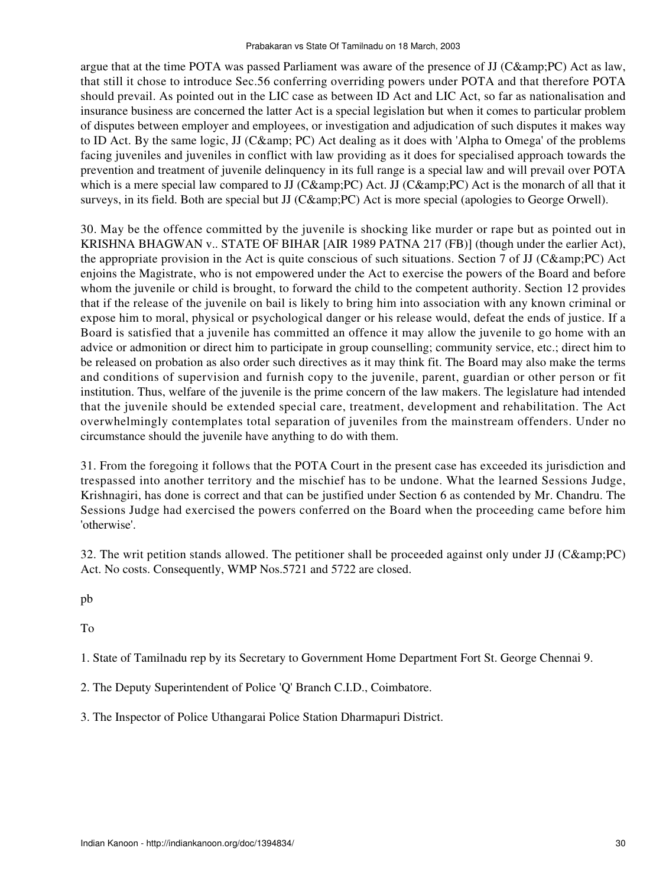argue that at the time POTA was passed Parliament was aware of the presence of JJ (C&amp;PC) Act as law, that still it chose to introduce Sec.56 conferring overriding powers under POTA and that therefore POTA should prevail. As pointed out in the LIC case as between ID Act and LIC Act, so far as nationalisation and insurance business are concerned the latter Act is a special legislation but when it comes to particular problem of disputes between employer and employees, or investigation and adjudication of such disputes it makes way to ID Act. By the same logic, JJ (C&amp; PC) Act dealing as it does with 'Alpha to Omega' of the problems facing juveniles and juveniles in conflict with law providing as it does for specialised approach towards the prevention and treatment of juvenile delinquency in its full range is a special law and will prevail over POTA which is a mere special law compared to JJ (C&amp;PC) Act. JJ (C&amp;PC) Act is the monarch of all that it surveys, in its field. Both are special but JJ (C&amp;PC) Act is more special (apologies to George Orwell).

30. May be the offence committed by the juvenile is shocking like murder or rape but as pointed out in KRISHNA BHAGWAN v.. STATE OF BIHAR [AIR 1989 PATNA 217 (FB)] (though under the earlier Act), the appropriate provision in the Act is quite conscious of such situations. Section 7 of JJ (C&amp;PC) Act enjoins the Magistrate, who is not empowered under the Act to exercise the powers of the Board and before whom the juvenile or child is brought, to forward the child to the competent authority. Section 12 provides that if the release of the juvenile on bail is likely to bring him into association with any known criminal or expose him to moral, physical or psychological danger or his release would, defeat the ends of justice. If a Board is satisfied that a juvenile has committed an offence it may allow the juvenile to go home with an advice or admonition or direct him to participate in group counselling; community service, etc.; direct him to be released on probation as also order such directives as it may think fit. The Board may also make the terms and conditions of supervision and furnish copy to the juvenile, parent, guardian or other person or fit institution. Thus, welfare of the juvenile is the prime concern of the law makers. The legislature had intended that the juvenile should be extended special care, treatment, development and rehabilitation. The Act overwhelmingly contemplates total separation of juveniles from the mainstream offenders. Under no circumstance should the juvenile have anything to do with them.

31. From the foregoing it follows that the POTA Court in the present case has exceeded its jurisdiction and trespassed into another territory and the mischief has to be undone. What the learned Sessions Judge, Krishnagiri, has done is correct and that can be justified under Section 6 as contended by Mr. Chandru. The Sessions Judge had exercised the powers conferred on the Board when the proceeding came before him 'otherwise'.

32. The writ petition stands allowed. The petitioner shall be proceeded against only under JJ (C&amp;PC) Act. No costs. Consequently, WMP Nos.5721 and 5722 are closed.

pb

To

1. State of Tamilnadu rep by its Secretary to Government Home Department Fort St. George Chennai 9.

2. The Deputy Superintendent of Police 'Q' Branch C.I.D., Coimbatore.

3. The Inspector of Police Uthangarai Police Station Dharmapuri District.